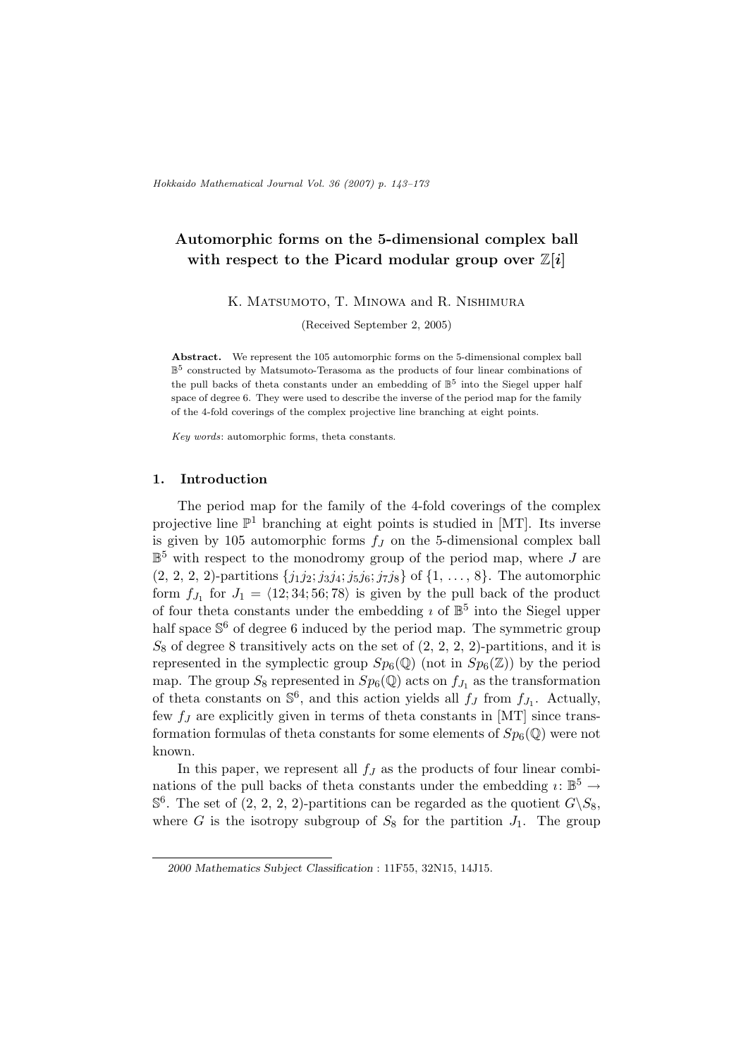# Automorphic forms on the 5-dimensional complex ball with respect to the Picard modular group over $\mathbb{Z}[i]$

K. Matsumoto, T. Minowa and R. Nishimura

(Received September 2, 2005)

**Abstract.** We represent the 105 automorphic forms on the 5-dimensional complex ball $\mathbb{B}^5$ constructed by Matsumoto-Terasoma as the products of four linear combinations of the pull backs of theta constants under an embedding of $\mathbb{B}^5$ into the Siegel upper half space of degree 6. They were used to describe the inverse of the period map for the family of the 4-fold coverings of the complex projective line branching at eight points.

*Key words*: automorphic forms, theta constants.

## 1. Introduction

The period map for the family of the 4-fold coverings of the complex projective line $\mathbb{P}^1$ branching at eight points is studied in [MT]. Its inverse is given by 105 automorphic forms $f_J$ on the 5-dimensional complex ball $\mathbb{B}^5$ with respect to the monodromy group of the period map, where $J$ are $(2, 2, 2, 2)$-partitions $\{j_1 j_2; j_3 j_4; j_5 j_6; j_7 j_8\}$ of $\{1, \ldots, 8\}$. The automorphic form $f_{J_1}$ for $J_1 = \langle 12; 34; 56; 78 \rangle$ is given by the pull back of the product of four theta constants under the embedding $\imath$ of $\mathbb{B}^5$ into the Siegel upper half space $\mathbb{S}^6$ of degree 6 induced by the period map. The symmetric group $S_8$ of degree 8 transitively acts on the set of $(2, 2, 2, 2)$-partitions, and it is represented in the symplectic group $Sp_6(\mathbb{Q})$ (not in $Sp_6(\mathbb{Z})$) by the period map. The group $S_8$ represented in $Sp_6(\mathbb{Q})$ acts on $f_{J_1}$ as the transformation of theta constants on $\mathbb{S}^6$, and this action yields all $f_J$ from $f_{J_1}$. Actually, few $f_J$ are explicitly given in terms of theta constants in [MT] since transformation formulas of theta constants for some elements of $Sp_6(\mathbb{Q})$ were not known.

In this paper, we represent all $f_J$ as the products of four linear combinations of the pull backs of theta constants under the embedding $\imath: \mathbb{B}^5 \to \mathbb{S}^6$. The set of $(2, 2, 2, 2)$-partitions can be regarded as the quotient $G \backslash S_8$, where $G$ is the isotropy subgroup of $S_8$ for the partition $J_1$. The group

2000 *Mathematics Subject Classification* : 11F55, 32N15, 14J15.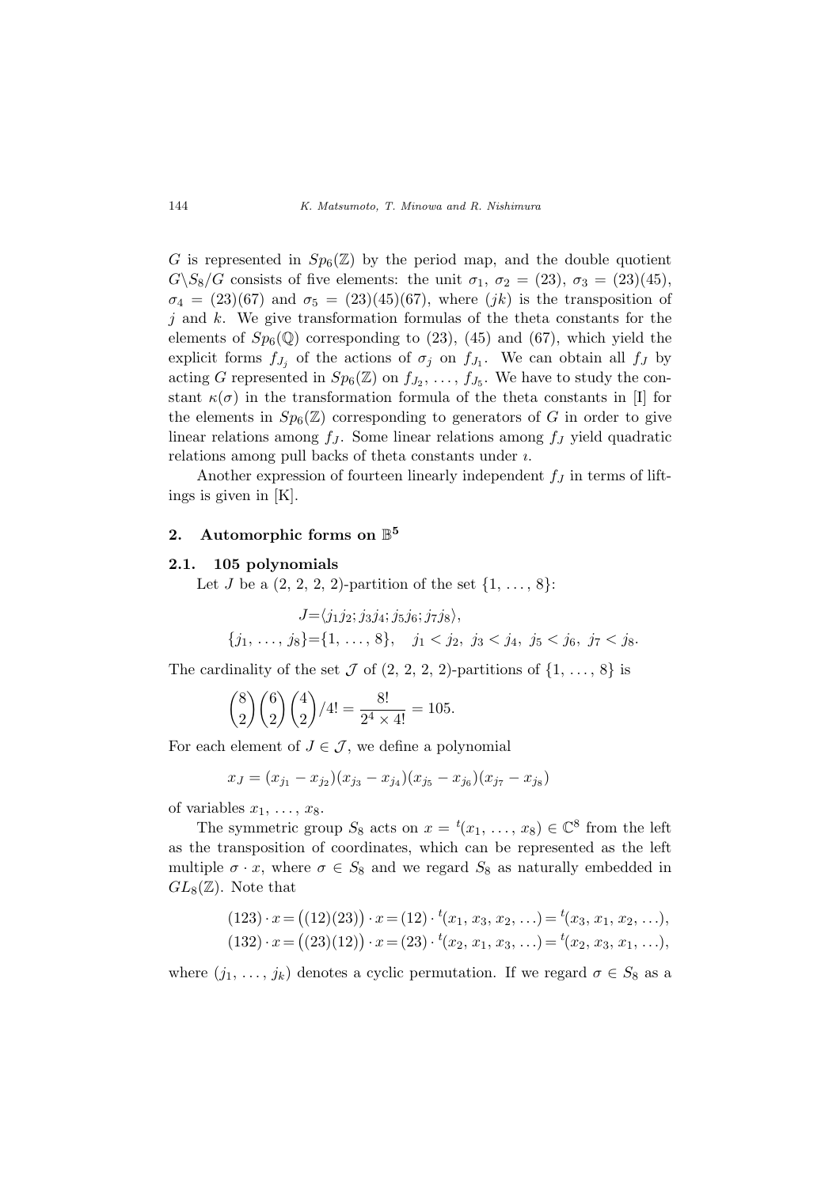$G$ is represented in $Sp_6(\mathbb{Z})$ by the period map, and the double quotient $G\backslash S_8/G$ consists of five elements: the unit $\sigma_1$, $\sigma_2 = (23)$, $\sigma_3 = (23)(45)$, $\sigma_4 = (23)(67)$ and $\sigma_5 = (23)(45)(67)$, where $(jk)$ is the transposition of $j$ and $k$. We give transformation formulas of the theta constants for the elements of $Sp_6(\mathbb{Q})$ corresponding to (23), (45) and (67), which yield the explicit forms $f_{J_j}$ of the actions of $\sigma_j$ on $f_{J_1}$. We can obtain all $f_J$ by acting $G$ represented in $Sp_6(\mathbb{Z})$ on $f_{J_2}, \ldots, f_{J_5}$. We have to study the constant $\kappa(\sigma)$ in the transformation formula of the theta constants in [I] for the elements in $Sp_6(\mathbb{Z})$ corresponding to generators of $G$ in order to give linear relations among $f_J$. Some linear relations among $f_J$ yield quadratic relations among pull backs of theta constants under $\imath$.

Another expression of fourteen linearly independent $f_J$ in terms of liftings is given in [K].

## 2. Automorphic forms on $\mathbb{B}^5$

### 2.1. 105 polynomials

Let $J$ be a (2, 2, 2, 2)-partition of the set $\{1, \ldots, 8\}$:

$$J = \langle j_1 j_2; j_3 j_4; j_5 j_6; j_7 j_8 \rangle,$$
$$\{j_1, \ldots, j_8\} = \{1, \ldots, 8\}, \quad j_1 < j_2,\ j_3 < j_4,\ j_5 < j_6,\ j_7 < j_8.$$

The cardinality of the set $\mathcal{J}$ of (2, 2, 2, 2)-partitions of $\{1, \ldots, 8\}$ is

$$\binom{8}{2}\binom{6}{2}\binom{4}{2}/4! = \frac{8!}{2^4 \times 4!} = 105.$$

For each element of $J \in \mathcal{J}$, we define a polynomial

$$x_J = (x_{j_1} - x_{j_2})(x_{j_3} - x_{j_4})(x_{j_5} - x_{j_6})(x_{j_7} - x_{j_8})$$

of variables $x_1, \ldots, x_8$.

The symmetric group $S_8$ acts on $x = {}^t(x_1, \ldots, x_8) \in \mathbb{C}^8$ from the left as the transposition of coordinates, which can be represented as the left multiple $\sigma \cdot x$, where $\sigma \in S_8$ and we regard $S_8$ as naturally embedded in $GL_8(\mathbb{Z})$. Note that

$$(123) \cdot x = \big((12)(23)\big) \cdot x = (12) \cdot {}^t(x_1, x_3, x_2, \ldots) = {}^t(x_3, x_1, x_2, \ldots),$$
$$(132) \cdot x = \big((23)(12)\big) \cdot x = (23) \cdot {}^t(x_2, x_1, x_3, \ldots) = {}^t(x_2, x_3, x_1, \ldots),$$

where $(j_1, \ldots, j_k)$ denotes a cyclic permutation. If we regard $\sigma \in S_8$ as a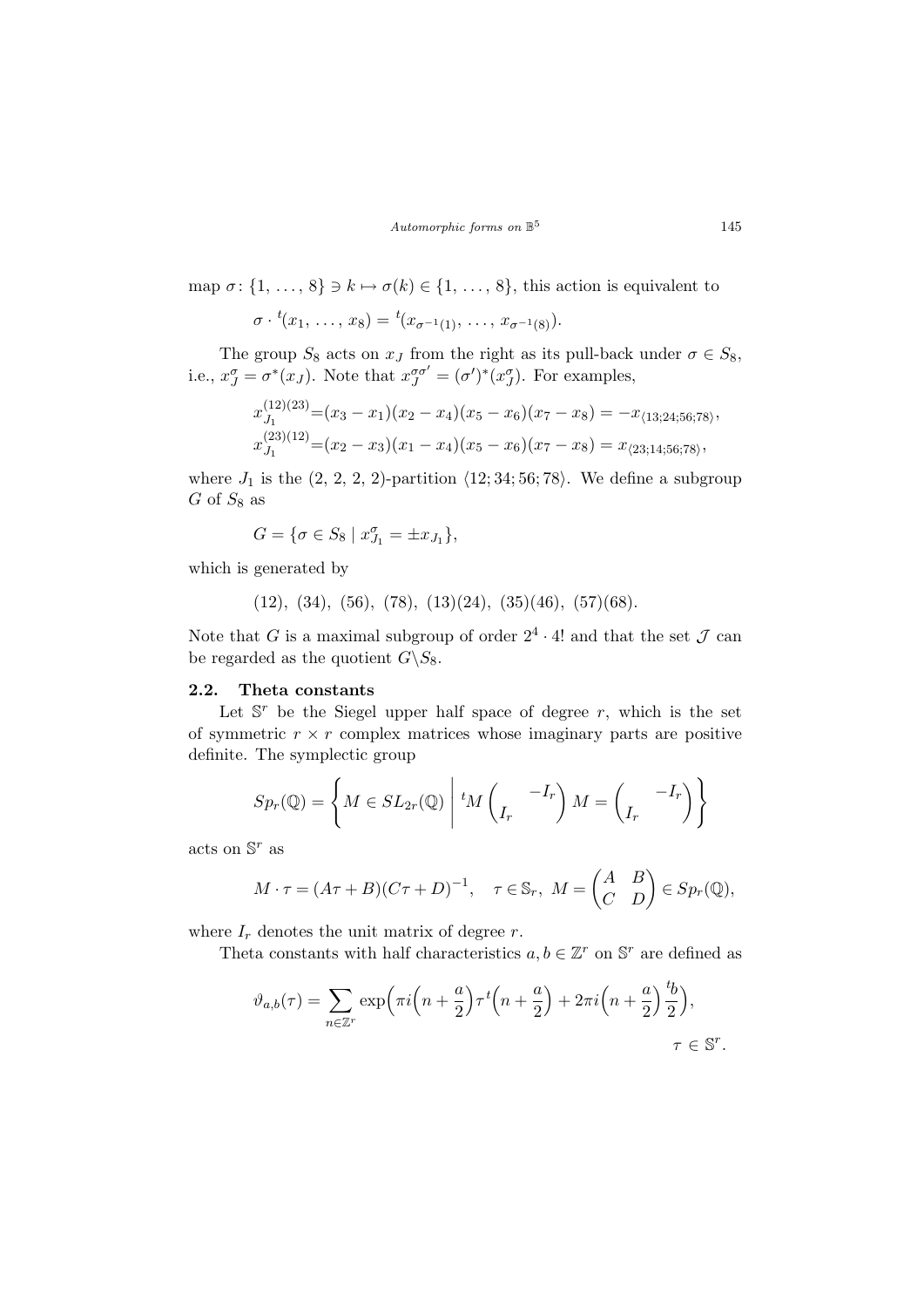map $\sigma\colon \{1, \ldots, 8\} \ni k \mapsto \sigma(k) \in \{1, \ldots, 8\}$, this action is equivalent to

$$\sigma \cdot {}^t(x_1, \ldots, x_8) = {}^t(x_{\sigma^{-1}(1)}, \ldots, x_{\sigma^{-1}(8)}).$$

The group $S_8$ acts on $x_J$ from the right as its pull-back under $\sigma \in S_8$, i.e., $x_J^\sigma = \sigma^*(x_J)$. Note that $x_J^{\sigma\sigma'} = (\sigma')^*(x_J^\sigma)$. For examples,

$$x_{J_1}^{(12)(23)} = (x_3 - x_1)(x_2 - x_4)(x_5 - x_6)(x_7 - x_8) = -x_{\langle 13;24;56;78\rangle},$$
$$x_{J_1}^{(23)(12)} = (x_2 - x_3)(x_1 - x_4)(x_5 - x_6)(x_7 - x_8) = x_{\langle 23;14;56;78\rangle},$$

where $J_1$ is the $(2, 2, 2, 2)$-partition $\langle 12; 34; 56; 78\rangle$. We define a subgroup $G$ of $S_8$ as

$$G = \{\sigma \in S_8 \mid x_{J_1}^\sigma = \pm x_{J_1}\},$$

which is generated by

$$(12),\ (34),\ (56),\ (78),\ (13)(24),\ (35)(46),\ (57)(68).$$

Note that $G$ is a maximal subgroup of order $2^4 \cdot 4!$ and that the set $\mathcal{J}$ can be regarded as the quotient $G\backslash S_8$.

### 2.2. Theta constants

Let $\mathbb{S}^r$ be the Siegel upper half space of degree $r$, which is the set of symmetric $r \times r$ complex matrices whose imaginary parts are positive definite. The symplectic group

$$Sp_r(\mathbb{Q}) = \left\{ M \in SL_{2r}(\mathbb{Q}) \;\middle|\; {}^tM \begin{pmatrix} & -I_r \\ I_r & \end{pmatrix} M = \begin{pmatrix} & -I_r \\ I_r & \end{pmatrix} \right\}$$

acts on $\mathbb{S}^r$ as

$$M \cdot \tau = (A\tau + B)(C\tau + D)^{-1}, \quad \tau \in \mathbb{S}_r,\ M = \begin{pmatrix} A & B \\ C & D \end{pmatrix} \in Sp_r(\mathbb{Q}),$$

where $I_r$ denotes the unit matrix of degree $r$.

Theta constants with half characteristics $a, b \in \mathbb{Z}^r$ on $\mathbb{S}^r$ are defined as

$$\vartheta_{a,b}(\tau) = \sum_{n \in \mathbb{Z}^r} \exp\Big(\pi i \Big(n + \frac{a}{2}\Big) \tau\, {}^t\Big(n + \frac{a}{2}\Big) + 2\pi i \Big(n + \frac{a}{2}\Big) \frac{{}^tb}{2}\Big),$$
$$\tau \in \mathbb{S}^r.$$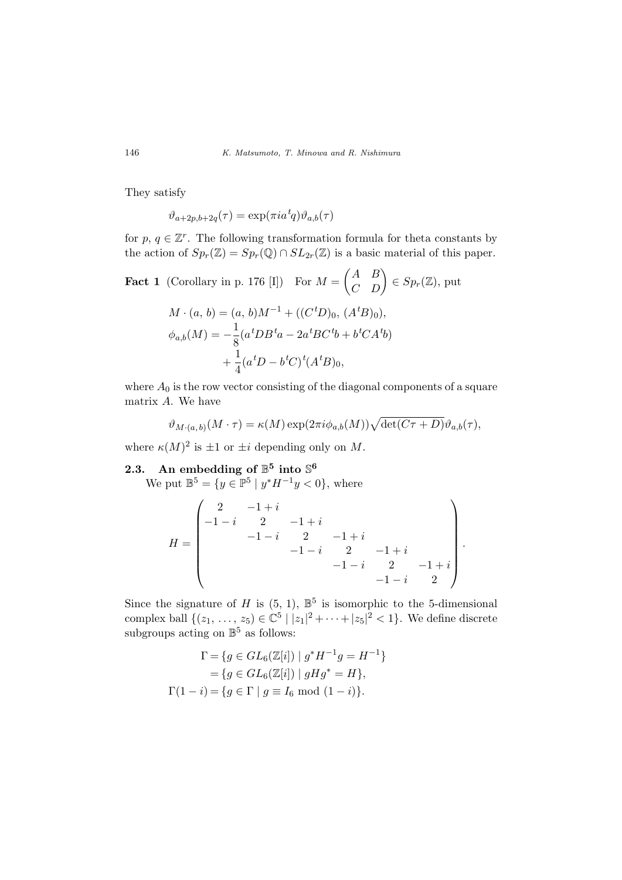They satisfy

$$\vartheta_{a+2p,b+2q}(\tau) = \exp(\pi i a^t q)\vartheta_{a,b}(\tau)$$

for $p$, $q \in \mathbb{Z}^r$. The following transformation formula for theta constants by the action of $Sp_r(\mathbb{Z}) = Sp_r(\mathbb{Q}) \cap SL_{2r}(\mathbb{Z})$ is a basic material of this paper.

**Fact 1** (Corollary in p. 176 [I]) For $M = \begin{pmatrix} A & B \\ C & D \end{pmatrix} \in Sp_r(\mathbb{Z})$, put

$$\begin{aligned}
M \cdot (a, b) &= (a, b)M^{-1} + ((C^tD)_0, (A^tB)_0), \\
\phi_{a,b}(M) &= -\frac{1}{8}(a^tDB^ta - 2a^tBC^tb + b^tCA^tb) \\
&\quad + \frac{1}{4}(a^tD - b^tC)^t(A^tB)_0,
\end{aligned}$$

where $A_0$ is the row vector consisting of the diagonal components of a square matrix $A$. We have

$$\vartheta_{M\cdot(a,b)}(M \cdot \tau) = \kappa(M)\exp(2\pi i\phi_{a,b}(M))\sqrt{\det(C\tau + D)}\vartheta_{a,b}(\tau),$$

where $\kappa(M)^2$ is $\pm 1$ or $\pm i$ depending only on $M$.

## 2.3. An embedding of $\mathbb{B}^5$ into $\mathbb{S}^6$

We put $\mathbb{B}^5 = \{y \in \mathbb{P}^5 \mid y^*H^{-1}y < 0\}$, where

$$H = \begin{pmatrix} 2 & -1+i & & & & \\ -1-i & 2 & -1+i & & & \\ & -1-i & 2 & -1+i & & \\ & & -1-i & 2 & -1+i & \\ & & & -1-i & 2 & -1+i \\ & & & & -1-i & 2 \end{pmatrix}.$$

Since the signature of $H$ is $(5, 1)$, $\mathbb{B}^5$ is isomorphic to the 5-dimensional complex ball $\{(z_1, \ldots, z_5) \in \mathbb{C}^5 \mid |z_1|^2 + \cdots + |z_5|^2 < 1\}$. We define discrete subgroups acting on $\mathbb{B}^5$ as follows:

$$\begin{aligned}
\Gamma &= \{g \in GL_6(\mathbb{Z}[i]) \mid g^*H^{-1}g = H^{-1}\} \\
&= \{g \in GL_6(\mathbb{Z}[i]) \mid gHg^* = H\}, \\
\Gamma(1-i) &= \{g \in \Gamma \mid g \equiv I_6 \bmod (1-i)\}.
\end{aligned}$$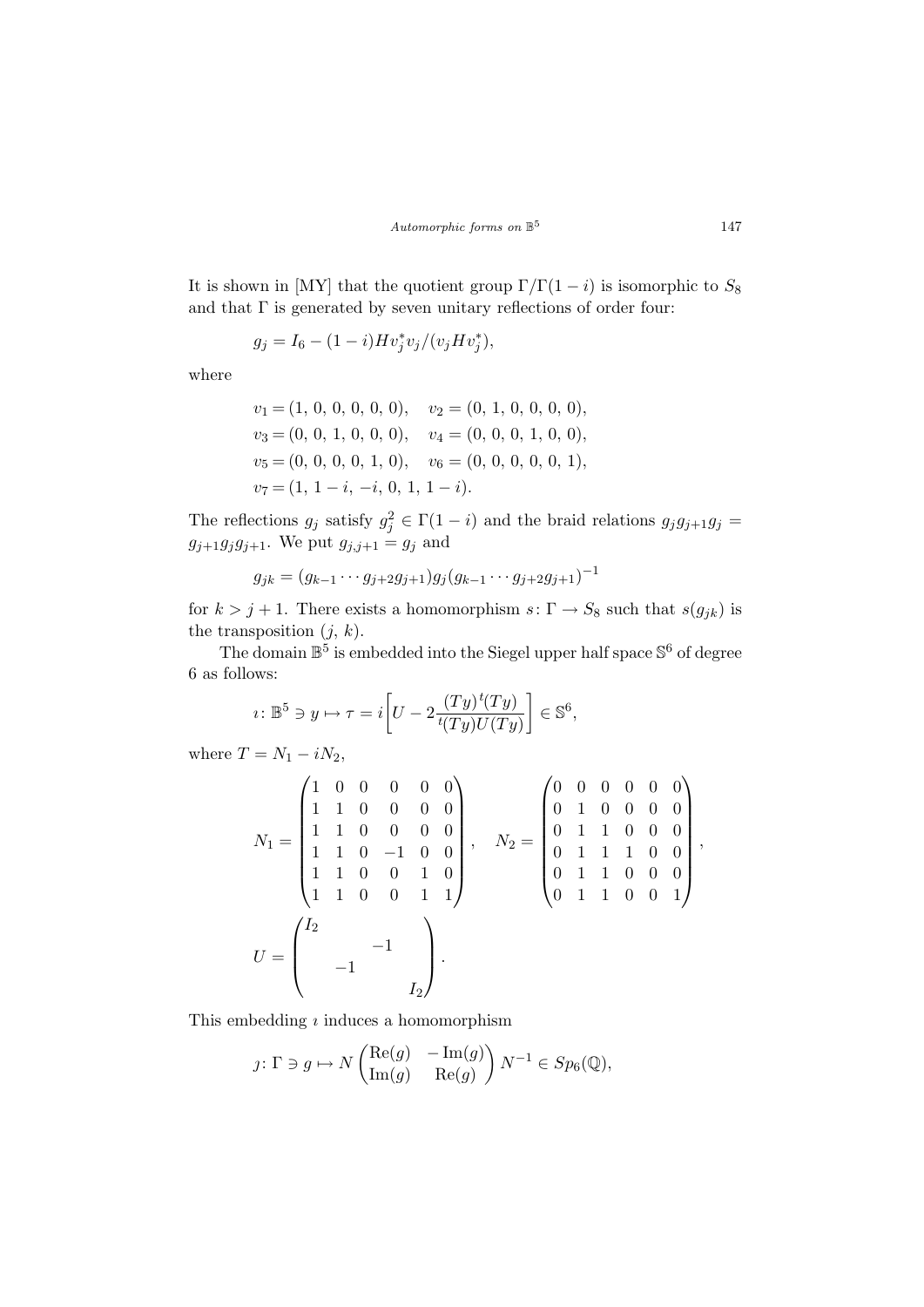It is shown in [MY] that the quotient group $\Gamma/\Gamma(1-i)$ is isomorphic to $S_8$ and that $\Gamma$ is generated by seven unitary reflections of order four:

$$g_j = I_6 - (1-i)Hv_j^* v_j/(v_j H v_j^*),$$

where

$$\begin{aligned}
&v_1 = (1,\,0,\,0,\,0,\,0,\,0), \quad v_2 = (0,\,1,\,0,\,0,\,0,\,0),\\
&v_3 = (0,\,0,\,1,\,0,\,0,\,0), \quad v_4 = (0,\,0,\,0,\,1,\,0,\,0),\\
&v_5 = (0,\,0,\,0,\,0,\,1,\,0), \quad v_6 = (0,\,0,\,0,\,0,\,0,\,1),\\
&v_7 = (1,\,1-i,\,-i,\,0,\,1,\,1-i).
\end{aligned}$$

The reflections $g_j$ satisfy $g_j^2 \in \Gamma(1-i)$ and the braid relations $g_j g_{j+1} g_j = g_{j+1} g_j g_{j+1}$. We put $g_{j,j+1} = g_j$ and

$$g_{jk} = (g_{k-1} \cdots g_{j+2} g_{j+1}) g_j (g_{k-1} \cdots g_{j+2} g_{j+1})^{-1}$$

for $k > j+1$. There exists a homomorphism $s\colon \Gamma \to S_8$ such that $s(g_{jk})$ is the transposition $(j,\,k)$.

The domain $\mathbb{B}^5$ is embedded into the Siegel upper half space $\mathbb{S}^6$ of degree 6 as follows:

$$\imath\colon \mathbb{B}^5 \ni y \mapsto \tau = i\left[U - 2\frac{(Ty)\,{}^t(Ty)}{{}^t(Ty)U(Ty)}\right] \in \mathbb{S}^6,$$

where $T = N_1 - iN_2$,

$$N_1 = \begin{pmatrix} 1 & 0 & 0 & 0 & 0 & 0\\ 1 & 1 & 0 & 0 & 0 & 0\\ 1 & 1 & 0 & 0 & 0 & 0\\ 1 & 1 & 0 & -1 & 0 & 0\\ 1 & 1 & 0 & 0 & 1 & 0\\ 1 & 1 & 0 & 0 & 1 & 1 \end{pmatrix}, \quad N_2 = \begin{pmatrix} 0 & 0 & 0 & 0 & 0 & 0\\ 0 & 1 & 0 & 0 & 0 & 0\\ 0 & 1 & 1 & 0 & 0 & 0\\ 0 & 1 & 1 & 1 & 0 & 0\\ 0 & 1 & 1 & 0 & 0 & 0\\ 0 & 1 & 1 & 0 & 0 & 1 \end{pmatrix},$$

$$U = \begin{pmatrix} I_2 & & & \\ & & -1 & \\ & -1 & & \\ & & & I_2 \end{pmatrix}.$$

This embedding $\imath$ induces a homomorphism

$$\jmath\colon \Gamma \ni g \mapsto N \begin{pmatrix} \operatorname{Re}(g) & -\operatorname{Im}(g)\\ \operatorname{Im}(g) & \operatorname{Re}(g) \end{pmatrix} N^{-1} \in Sp_6(\mathbb{Q}),$$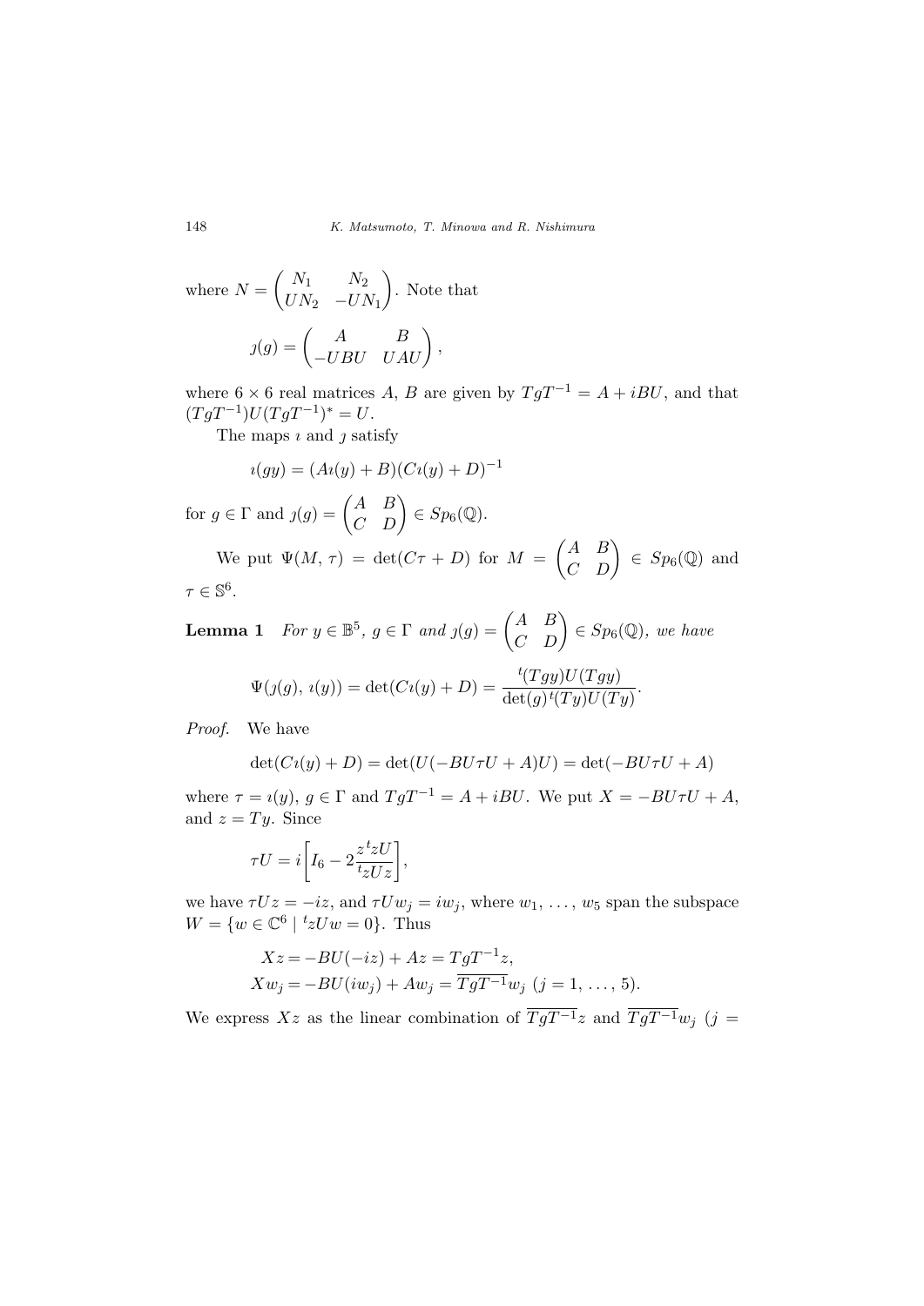where $N = \begin{pmatrix} N_1 & N_2 \\ UN_2 & -UN_1 \end{pmatrix}$. Note that

$$\jmath(g) = \begin{pmatrix} A & B \\ -UBU & UAU \end{pmatrix},$$

where $6 \times 6$ real matrices $A$, $B$ are given by $TgT^{-1} = A + iBU$, and that $(TgT^{-1})U(TgT^{-1})^* = U$.

The maps $\imath$ and $\jmath$ satisfy

$$\imath(gy) = (A\imath(y) + B)(C\imath(y) + D)^{-1}$$

for $g \in \Gamma$ and $\jmath(g) = \begin{pmatrix} A & B \\ C & D \end{pmatrix} \in Sp_6(\mathbb{Q})$.

We put $\Psi(M, \tau) = \det(C\tau + D)$ for $M = \begin{pmatrix} A & B \\ C & D \end{pmatrix} \in Sp_6(\mathbb{Q})$ and $\tau \in \mathbb{S}^6$.

**Lemma 1** *For $y \in \mathbb{B}^5$, $g \in \Gamma$ and $\jmath(g) = \begin{pmatrix} A & B \\ C & D \end{pmatrix} \in Sp_6(\mathbb{Q})$, we have*

$$\Psi(\jmath(g), \imath(y)) = \det(C\imath(y) + D) = \frac{{}^t(Tgy)U(Tgy)}{\det(g)\,{}^t(Ty)U(Ty)}.$$

*Proof.* We have

$$\det(C\imath(y) + D) = \det(U(-BU\tau U + A)U) = \det(-BU\tau U + A)$$

where $\tau = \imath(y)$, $g \in \Gamma$ and $TgT^{-1} = A + iBU$. We put $X = -BU\tau U + A$, and $z = Ty$. Since

$$\tau U = i\left[I_6 - 2\frac{z\,{}^t zU}{{}^t zUz}\right],$$

we have $\tau Uz = -iz$, and $\tau Uw_j = iw_j$, where $w_1, \ldots, w_5$ span the subspace $W = \{w \in \mathbb{C}^6 \mid {}^t zUw = 0\}$. Thus

$$\begin{aligned} Xz &= -BU(-iz) + Az = TgT^{-1}z, \\ Xw_j &= -BU(iw_j) + Aw_j = \overline{TgT^{-1}}w_j \ (j = 1, \ldots, 5). \end{aligned}$$

We express $Xz$ as the linear combination of $\overline{TgT^{-1}}z$ and $\overline{TgT^{-1}}w_j$ ($j =$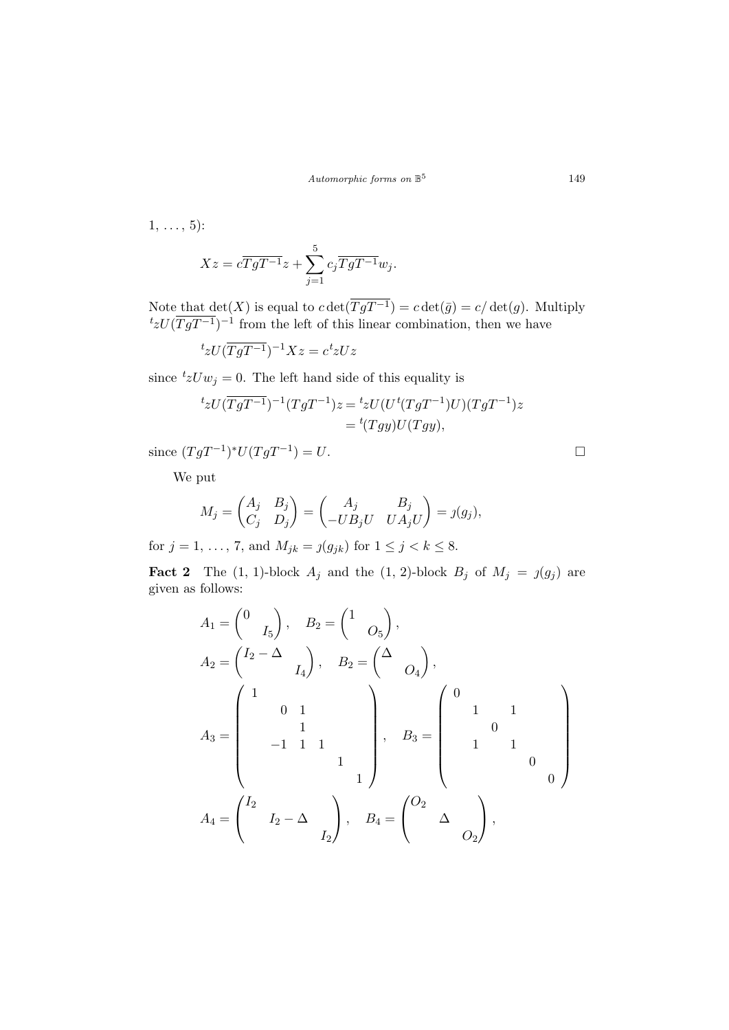1, …, 5):

$$Xz = c\overline{TgT^{-1}}z + \sum_{j=1}^{5} c_j \overline{TgT^{-1}} w_j.$$

Note that $\det(X)$ is equal to $c\det(\overline{TgT^{-1}}) = c\det(\bar{g}) = c/\det(g)$. Multiply ${}^tzU(\overline{TgT^{-1}})^{-1}$ from the left of this linear combination, then we have

$${}^tzU(\overline{TgT^{-1}})^{-1}Xz = c\,{}^tzUz$$

since ${}^tzUw_j = 0$. The left hand side of this equality is

$$\begin{aligned} {}^tzU(\overline{TgT^{-1}})^{-1}(TgT^{-1})z &= {}^tzU(U\,{}^t(TgT^{-1})U)(TgT^{-1})z \\ &= {}^t(Tgy)U(Tgy), \end{aligned}$$

since $(TgT^{-1})^*U(TgT^{-1}) = U$. □

We put

$$M_j = \begin{pmatrix} A_j & B_j \\ C_j & D_j \end{pmatrix} = \begin{pmatrix} A_j & B_j \\ -UB_jU & UA_jU \end{pmatrix} = \jmath(g_j),$$

for $j = 1, \ldots, 7$, and $M_{jk} = \jmath(g_{jk})$ for $1 \le j < k \le 8$.

**Fact 2** The (1, 1)-block $A_j$ and the (1, 2)-block $B_j$ of $M_j = \jmath(g_j)$ are given as follows:

$$A_1 = \begin{pmatrix} 0 & \\ & I_5 \end{pmatrix}, \quad B_2 = \begin{pmatrix} 1 & \\ & O_5 \end{pmatrix},$$

$$A_2 = \begin{pmatrix} I_2 - \Delta & \\ & I_4 \end{pmatrix}, \quad B_2 = \begin{pmatrix} \Delta & \\ & O_4 \end{pmatrix},$$

$$A_3 = \begin{pmatrix} 1 & & & & & \\ & 0 & 1 & & & \\ & & 1 & & & \\ & -1 & 1 & 1 & & \\ & & & & 1 & \\ & & & & & 1 \end{pmatrix}, \quad B_3 = \begin{pmatrix} 0 & & & & & \\ & 1 & & 1 & & \\ & & 0 & & & \\ & 1 & & 1 & & \\ & & & & 0 & \\ & & & & & 0 \end{pmatrix}$$

$$A_4 = \begin{pmatrix} I_2 & & \\ & I_2 - \Delta & \\ & & I_2 \end{pmatrix}, \quad B_4 = \begin{pmatrix} O_2 & & \\ & \Delta & \\ & & O_2 \end{pmatrix},$$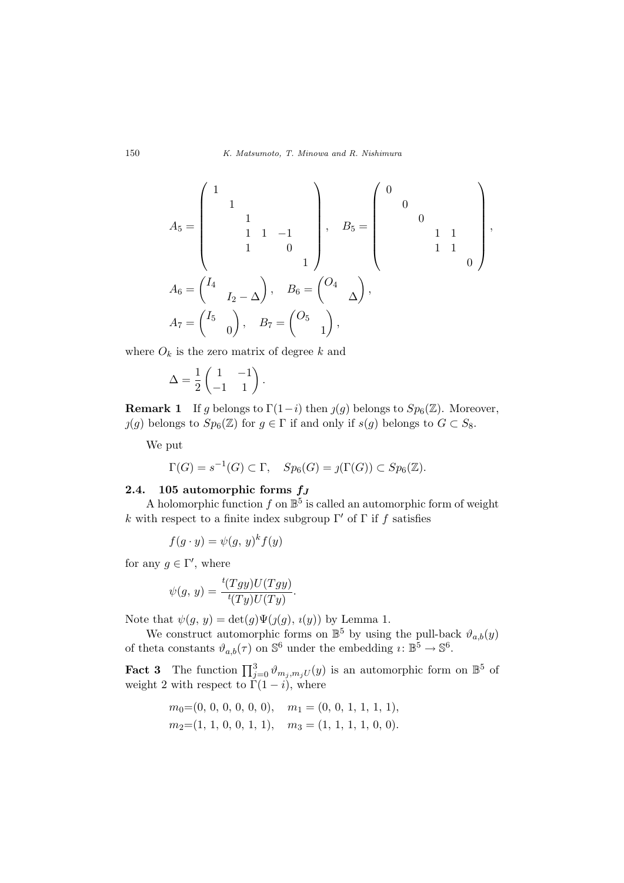$$A_5 = \begin{pmatrix} 1 & & & & & \\ & 1 & & & & \\ & & 1 & & & \\ & & 1 & 1 & -1 & \\ & & 1 & & 0 & \\ & & & & & 1 \end{pmatrix}, \quad B_5 = \begin{pmatrix} 0 & & & & & \\ & 0 & & & & \\ & & 0 & & & \\ & & & 1 & 1 & \\ & & & 1 & 1 & \\ & & & & & 0 \end{pmatrix},$$

$$A_6 = \begin{pmatrix} I_4 & \\ & I_2 - \Delta \end{pmatrix}, \quad B_6 = \begin{pmatrix} O_4 & \\ & \Delta \end{pmatrix},$$

$$A_7 = \begin{pmatrix} I_5 & \\ & 0 \end{pmatrix}, \quad B_7 = \begin{pmatrix} O_5 & \\ & 1 \end{pmatrix},$$

where $O_k$ is the zero matrix of degree $k$ and

$$\Delta = \frac{1}{2}\begin{pmatrix} 1 & -1 \\ -1 & 1 \end{pmatrix}.$$

**Remark 1** If $g$ belongs to $\Gamma(1-i)$ then $\jmath(g)$ belongs to $Sp_6(\mathbb{Z})$. Moreover, $\jmath(g)$ belongs to $Sp_6(\mathbb{Z})$ for $g \in \Gamma$ if and only if $s(g)$ belongs to $G \subset S_8$.

We put

$$\Gamma(G) = s^{-1}(G) \subset \Gamma, \quad Sp_6(G) = \jmath(\Gamma(G)) \subset Sp_6(\mathbb{Z}).$$

### 2.4. 105 automorphic forms $f_J$

A holomorphic function $f$ on $\mathbb{B}^5$ is called an automorphic form of weight $k$ with respect to a finite index subgroup $\Gamma'$ of $\Gamma$ if $f$ satisfies

$$f(g \cdot y) = \psi(g, y)^k f(y)$$

for any $g \in \Gamma'$, where

$$\psi(g, y) = \frac{{}^t(Tgy)U(Tgy)}{{}^t(Ty)U(Ty)}.$$

Note that $\psi(g, y) = \det(g)\Psi(\jmath(g), \imath(y))$ by Lemma 1.

We construct automorphic forms on $\mathbb{B}^5$ by using the pull-back $\vartheta_{a,b}(y)$ of theta constants $\vartheta_{a,b}(\tau)$ on $\mathbb{S}^6$ under the embedding $\imath \colon \mathbb{B}^5 \to \mathbb{S}^6$.

**Fact 3** The function $\prod_{j=0}^{3} \vartheta_{m_j, m_j U}(y)$ is an automorphic form on $\mathbb{B}^5$ of weight 2 with respect to $\Gamma(1-i)$, where

$$m_0 = (0, 0, 0, 0, 0, 0), \quad m_1 = (0, 0, 1, 1, 1, 1),$$
$$m_2 = (1, 1, 0, 0, 1, 1), \quad m_3 = (1, 1, 1, 1, 0, 0).$$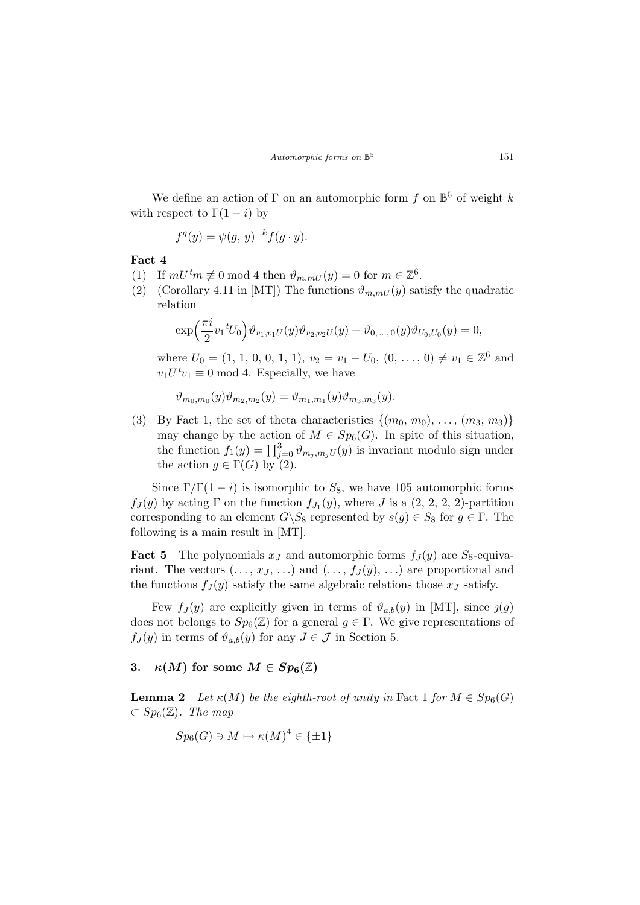We define an action of $\Gamma$ on an automorphic form $f$ on $\mathbb{B}^5$ of weight $k$ with respect to $\Gamma(1-i)$ by

$$f^g(y) = \psi(g,\, y)^{-k} f(g \cdot y).$$

**Fact 4**

(1) If $mU\,{}^t m \not\equiv 0 \bmod 4$ then $\vartheta_{m,mU}(y) = 0$ for $m \in \mathbb{Z}^6$.

(2) (Corollary 4.11 in [MT]) The functions $\vartheta_{m,mU}(y)$ satisfy the quadratic relation

$$\exp\Big(\frac{\pi i}{2} v_1\,{}^t U_0\Big)\vartheta_{v_1,v_1U}(y)\vartheta_{v_2,v_2U}(y) + \vartheta_{0,\,\ldots,\,0}(y)\vartheta_{U_0,U_0}(y) = 0,$$

where $U_0 = (1,\, 1,\, 0,\, 0,\, 1,\, 1)$, $v_2 = v_1 - U_0$, $(0,\, \ldots,\, 0) \neq v_1 \in \mathbb{Z}^6$ and $v_1 U\,{}^t v_1 \equiv 0 \bmod 4$. Especially, we have

$$\vartheta_{m_0,m_0}(y)\vartheta_{m_2,m_2}(y) = \vartheta_{m_1,m_1}(y)\vartheta_{m_3,m_3}(y).$$

(3) By Fact 1, the set of theta characteristics $\{(m_0,\, m_0),\, \ldots,\, (m_3,\, m_3)\}$ may change by the action of $M \in Sp_6(G)$. In spite of this situation, the function $f_1(y) = \prod_{j=0}^{3} \vartheta_{m_j,m_jU}(y)$ is invariant modulo sign under the action $g \in \Gamma(G)$ by (2).

Since $\Gamma/\Gamma(1-i)$ is isomorphic to $S_8$, we have 105 automorphic forms $f_J(y)$ by acting $\Gamma$ on the function $f_{J_1}(y)$, where $J$ is a $(2,\, 2,\, 2,\, 2)$-partition corresponding to an element $G\backslash S_8$ represented by $s(g) \in S_8$ for $g \in \Gamma$. The following is a main result in [MT].

**Fact 5** The polynomials $x_J$ and automorphic forms $f_J(y)$ are $S_8$-equivariant. The vectors $(\ldots,\, x_J,\, \ldots)$ and $(\ldots,\, f_J(y),\, \ldots)$ are proportional and the functions $f_J(y)$ satisfy the same algebraic relations those $x_J$ satisfy.

Few $f_J(y)$ are explicitly given in terms of $\vartheta_{a,b}(y)$ in [MT], since $\jmath(g)$ does not belongs to $Sp_6(\mathbb{Z})$ for a general $g \in \Gamma$. We give representations of $f_J(y)$ in terms of $\vartheta_{a,b}(y)$ for any $J \in \mathcal{J}$ in Section 5.

## 3. $\kappa(M)$ for some $M \in Sp_6(\mathbb{Z})$

**Lemma 2** *Let $\kappa(M)$ be the eighth-root of unity in* Fact 1 *for $M \in Sp_6(G) \subset Sp_6(\mathbb{Z})$. The map*

$$Sp_6(G) \ni M \mapsto \kappa(M)^4 \in \{\pm 1\}$$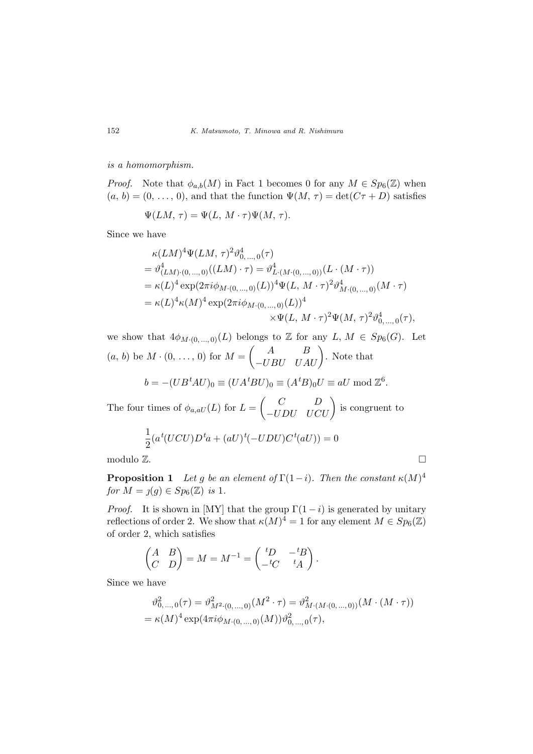*is a homomorphism.*

*Proof.* Note that $\phi_{a,b}(M)$ in Fact 1 becomes 0 for any $M \in Sp_6(\mathbb{Z})$ when $(a, b) = (0, \ldots, 0)$, and that the function $\Psi(M, \tau) = \det(C\tau + D)$ satisfies

$$\Psi(LM, \tau) = \Psi(L, M \cdot \tau)\Psi(M, \tau).$$

Since we have

$$\begin{aligned}
&\kappa(LM)^4 \Psi(LM, \tau)^2 \vartheta^4_{0,\ldots,0}(\tau) \\
&= \vartheta^4_{(LM)\cdot(0,\ldots,0)}((LM)\cdot\tau) = \vartheta^4_{L\cdot(M\cdot(0,\ldots,0))}(L\cdot(M\cdot\tau)) \\
&= \kappa(L)^4 \exp(2\pi i \phi_{M\cdot(0,\ldots,0)}(L))^4 \Psi(L, M\cdot\tau)^2 \vartheta^4_{M\cdot(0,\ldots,0)}(M\cdot\tau) \\
&= \kappa(L)^4 \kappa(M)^4 \exp(2\pi i \phi_{M\cdot(0,\ldots,0)}(L))^4 \\
&\qquad\qquad \times \Psi(L, M\cdot\tau)^2 \Psi(M, \tau)^2 \vartheta^4_{0,\ldots,0}(\tau),
\end{aligned}$$

we show that $4\phi_{M\cdot(0,\ldots,0)}(L)$ belongs to $\mathbb{Z}$ for any $L, M \in Sp_6(G)$. Let $(a, b)$ be $M \cdot (0, \ldots, 0)$ for $M = \begin{pmatrix} A & B \\ -UBU & UAU \end{pmatrix}$. Note that

$$b = -(UB^tAU)_0 \equiv (UA^tBU)_0 \equiv (A^tB)_0 U \equiv aU \bmod \mathbb{Z}^6.$$

The four times of $\phi_{a,aU}(L)$ for $L = \begin{pmatrix} C & D \\ -UDU & UCU \end{pmatrix}$ is congruent to

$$\frac{1}{2}(a^t(UCU)D^ta + (aU)^t(-UDU)C^t(aU)) = 0$$

modulo $\mathbb{Z}$. □

**Proposition 1** *Let $g$ be an element of $\Gamma(1-i)$. Then the constant $\kappa(M)^4$ for $M = \jmath(g) \in Sp_6(\mathbb{Z})$ is 1.*

*Proof.* It is shown in [MY] that the group $\Gamma(1-i)$ is generated by unitary reflections of order 2. We show that $\kappa(M)^4 = 1$ for any element $M \in Sp_6(\mathbb{Z})$ of order 2, which satisfies

$$\begin{pmatrix} A & B \\ C & D \end{pmatrix} = M = M^{-1} = \begin{pmatrix} {}^tD & -{}^tB \\ -{}^tC & {}^tA \end{pmatrix}.$$

Since we have

$$\begin{aligned}
&\vartheta^2_{0,\ldots,0}(\tau) = \vartheta^2_{M^2\cdot(0,\ldots,0)}(M^2\cdot\tau) = \vartheta^2_{M\cdot(M\cdot(0,\ldots,0))}(M\cdot(M\cdot\tau)) \\
&= \kappa(M)^4 \exp(4\pi i \phi_{M\cdot(0,\ldots,0)}(M)) \vartheta^2_{0,\ldots,0}(\tau),
\end{aligned}$$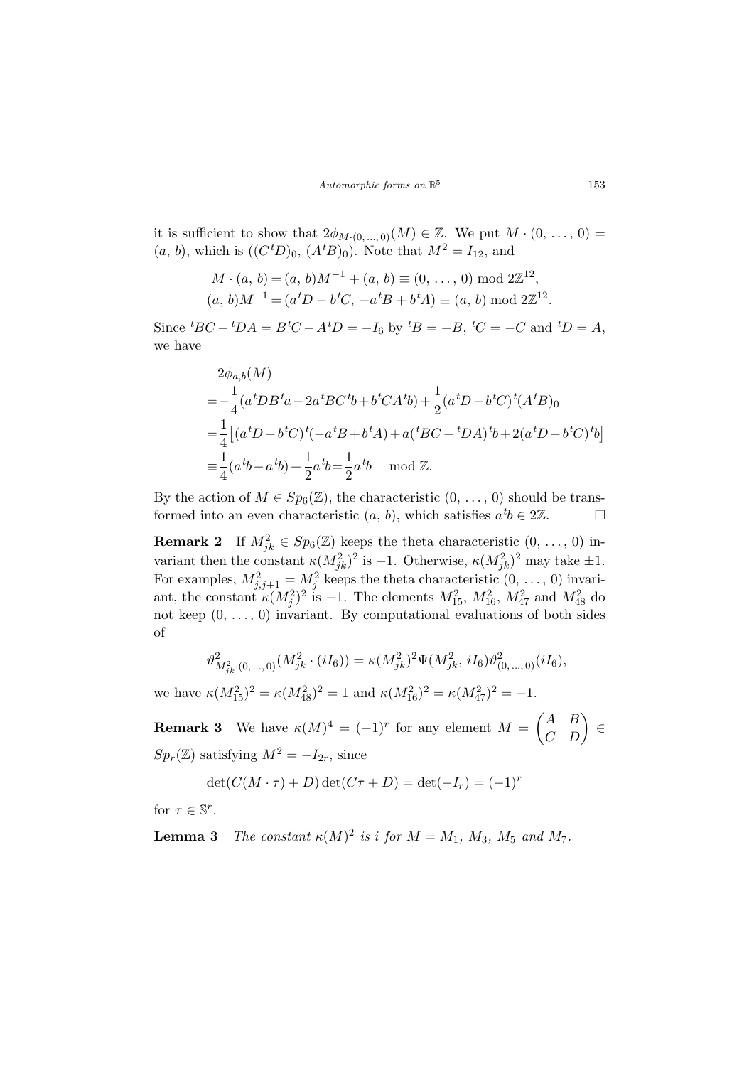it is sufficient to show that $2\phi_{M\cdot(0,\,\ldots,\,0)}(M)\in\mathbb{Z}$. We put $M\cdot(0,\,\ldots,\,0)=(a,\,b)$, which is $((C\,{}^tD)_0,\,(A\,{}^tB)_0)$. Note that $M^2=I_{12}$, and

$$
\begin{aligned}
M\cdot(a,\,b) &= (a,\,b)M^{-1}+(a,\,b)\equiv(0,\,\ldots,\,0) \bmod 2\mathbb{Z}^{12},\\
(a,\,b)M^{-1} &= (a\,{}^tD-b\,{}^tC,\,-a\,{}^tB+b\,{}^tA)\equiv(a,\,b) \bmod 2\mathbb{Z}^{12}.
\end{aligned}
$$

Since ${}^tBC-{}^tDA=B\,{}^tC-A\,{}^tD=-I_6$ by ${}^tB=-B$, ${}^tC=-C$ and ${}^tD=A$, we have

$$
\begin{aligned}
&2\phi_{a,b}(M)\\
&=-\frac{1}{4}(a\,{}^tDB\,{}^ta-2a\,{}^tBC\,{}^tb+b\,{}^tCA\,{}^tb)+\frac{1}{2}(a\,{}^tD-b\,{}^tC)\,{}^t(A\,{}^tB)_0\\
&=\frac{1}{4}\big[(a\,{}^tD-b\,{}^tC)\,{}^t(-a\,{}^tB+b\,{}^tA)+a({}^tBC-{}^tDA)\,{}^tb+2(a\,{}^tD-b\,{}^tC)\,{}^tb\big]\\
&\equiv\frac{1}{4}(a\,{}^tb-a\,{}^tb)+\frac{1}{2}a\,{}^tb=\frac{1}{2}a\,{}^tb \mod \mathbb{Z}.
\end{aligned}
$$

By the action of $M\in Sp_6(\mathbb{Z})$, the characteristic $(0,\,\ldots,\,0)$ should be transformed into an even characteristic $(a,\,b)$, which satisfies $a\,{}^tb\in 2\mathbb{Z}$. □

**Remark 2** If $M_{jk}^2\in Sp_6(\mathbb{Z})$ keeps the theta characteristic $(0,\,\ldots,\,0)$ invariant then the constant $\kappa(M_{jk}^2)^2$ is $-1$. Otherwise, $\kappa(M_{jk}^2)^2$ may take $\pm1$. For examples, $M_{j,j+1}^2=M_j^2$ keeps the theta characteristic $(0,\,\ldots,\,0)$ invariant, the constant $\kappa(M_j^2)^2$ is $-1$. The elements $M_{15}^2$, $M_{16}^2$, $M_{47}^2$ and $M_{48}^2$ do not keep $(0,\,\ldots,\,0)$ invariant. By computational evaluations of both sides of

$$
\vartheta^2_{M_{jk}^2\cdot(0,\,\ldots,\,0)}(M_{jk}^2\cdot(iI_6))=\kappa(M_{jk}^2)^2\Psi(M_{jk}^2,\,iI_6)\vartheta^2_{(0,\,\ldots,\,0)}(iI_6),
$$

we have $\kappa(M_{15}^2)^2=\kappa(M_{48}^2)^2=1$ and $\kappa(M_{16}^2)^2=\kappa(M_{47}^2)^2=-1$.

**Remark 3** We have $\kappa(M)^4=(-1)^r$ for any element $M=\begin{pmatrix}A & B\\ C & D\end{pmatrix}\in Sp_r(\mathbb{Z})$ satisfying $M^2=-I_{2r}$, since

$$
\det(C(M\cdot\tau)+D)\det(C\tau+D)=\det(-I_r)=(-1)^r
$$

for $\tau\in\mathbb{S}^r$.

**Lemma 3** *The constant $\kappa(M)^2$ is $i$ for $M=M_1$, $M_3$, $M_5$ and $M_7$.*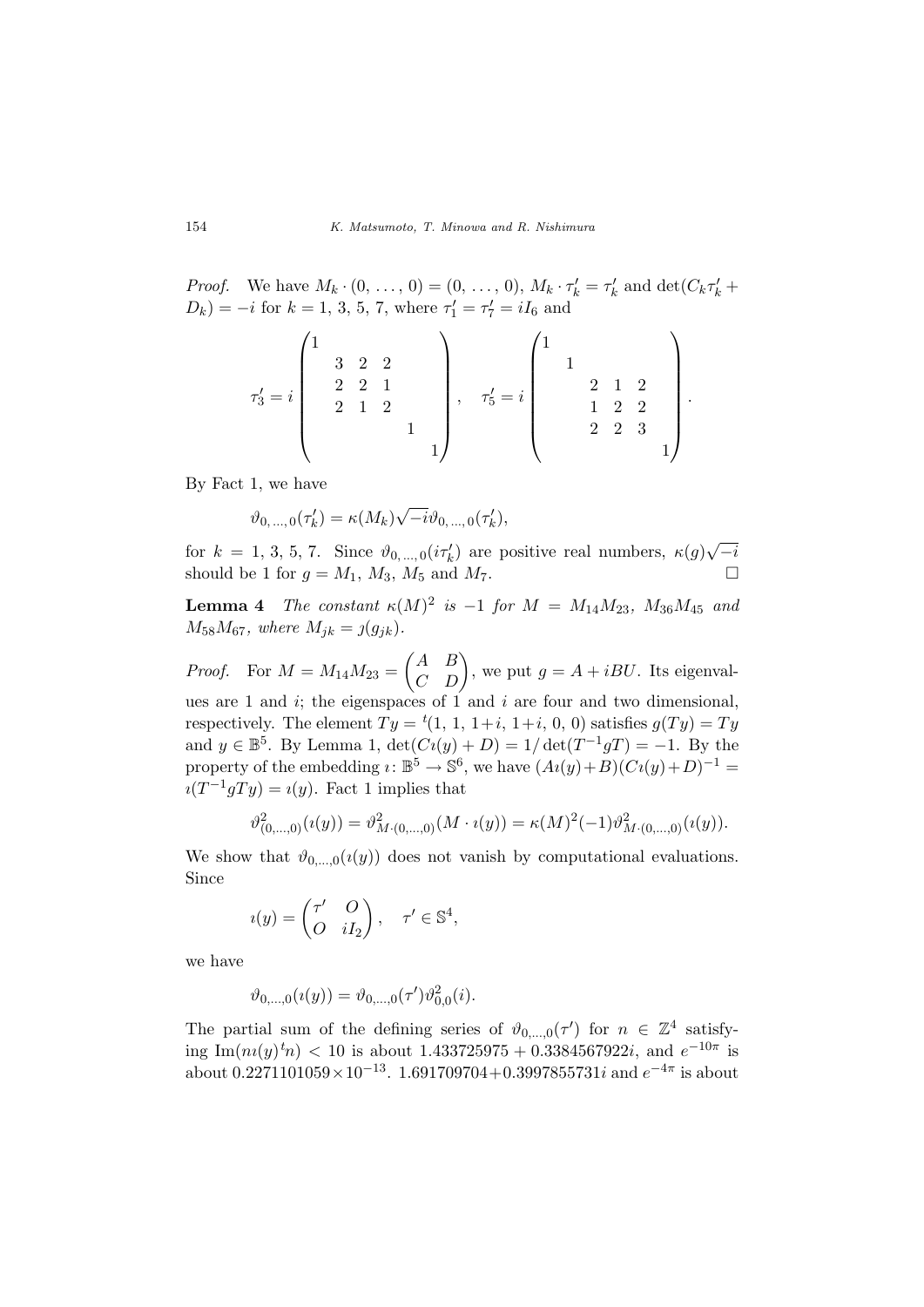*Proof.* We have $M_k \cdot (0, \ldots, 0) = (0, \ldots, 0)$, $M_k \cdot \tau'_k = \tau'_k$ and $\det(C_k\tau'_k + D_k) = -i$ for $k = 1, 3, 5, 7$, where $\tau'_1 = \tau'_7 = iI_6$ and

$$\tau'_3 = i\begin{pmatrix} 1 & & & & & \\ & 3 & 2 & 2 & & \\ & 2 & 2 & 1 & & \\ & 2 & 1 & 2 & & \\ & & & & 1 & \\ & & & & & 1 \end{pmatrix}, \quad \tau'_5 = i\begin{pmatrix} 1 & & & & & \\ & 1 & & & & \\ & & 2 & 1 & 2 & \\ & & 1 & 2 & 2 & \\ & & 2 & 2 & 3 & \\ & & & & & 1 \end{pmatrix}.$$

By Fact 1, we have

$$\vartheta_{0,\ldots,0}(\tau'_k) = \kappa(M_k)\sqrt{-i}\,\vartheta_{0,\ldots,0}(\tau'_k),$$

for $k = 1, 3, 5, 7$. Since $\vartheta_{0,\ldots,0}(i\tau'_k)$ are positive real numbers, $\kappa(g)\sqrt{-i}$ should be 1 for $g = M_1$, $M_3$, $M_5$ and $M_7$. □

**Lemma 4** *The constant $\kappa(M)^2$ is $-1$ for $M = M_{14}M_{23}$, $M_{36}M_{45}$ and $M_{58}M_{67}$, where $M_{jk} = \jmath(g_{jk})$.*

*Proof.* For $M = M_{14}M_{23} = \begin{pmatrix} A & B \\ C & D \end{pmatrix}$, we put $g = A + iBU$. Its eigenvalues are 1 and $i$; the eigenspaces of 1 and $i$ are four and two dimensional, respectively. The element $Ty = {}^t(1, 1, 1+i, 1+i, 0, 0)$ satisfies $g(Ty) = Ty$ and $y \in \mathbb{B}^5$. By Lemma 1, $\det(C\imath(y) + D) = 1/\det(T^{-1}gT) = -1$. By the property of the embedding $\imath\colon \mathbb{B}^5 \to \mathbb{S}^6$, we have $(A\imath(y)+B)(C\imath(y)+D)^{-1} = \imath(T^{-1}gTy) = \imath(y)$. Fact 1 implies that

$$\vartheta^2_{(0,\ldots,0)}(\imath(y)) = \vartheta^2_{M\cdot(0,\ldots,0)}(M \cdot \imath(y)) = \kappa(M)^2(-1)\vartheta^2_{M\cdot(0,\ldots,0)}(\imath(y)).$$

We show that $\vartheta_{0,\ldots,0}(\imath(y))$ does not vanish by computational evaluations. Since

$$\imath(y) = \begin{pmatrix} \tau' & O \\ O & iI_2 \end{pmatrix}, \quad \tau' \in \mathbb{S}^4,$$

we have

$$\vartheta_{0,\ldots,0}(\imath(y)) = \vartheta_{0,\ldots,0}(\tau')\vartheta^2_{0,0}(i).$$

The partial sum of the defining series of $\vartheta_{0,\ldots,0}(\tau')$ for $n \in \mathbb{Z}^4$ satisfying $\mathrm{Im}(n\imath(y)\,{}^tn) < 10$ is about $1.433725975 + 0.3384567922i$, and $e^{-10\pi}$ is about $0.2271101059 \times 10^{-13}$. $1.691709704 + 0.3997855731i$ and $e^{-4\pi}$ is about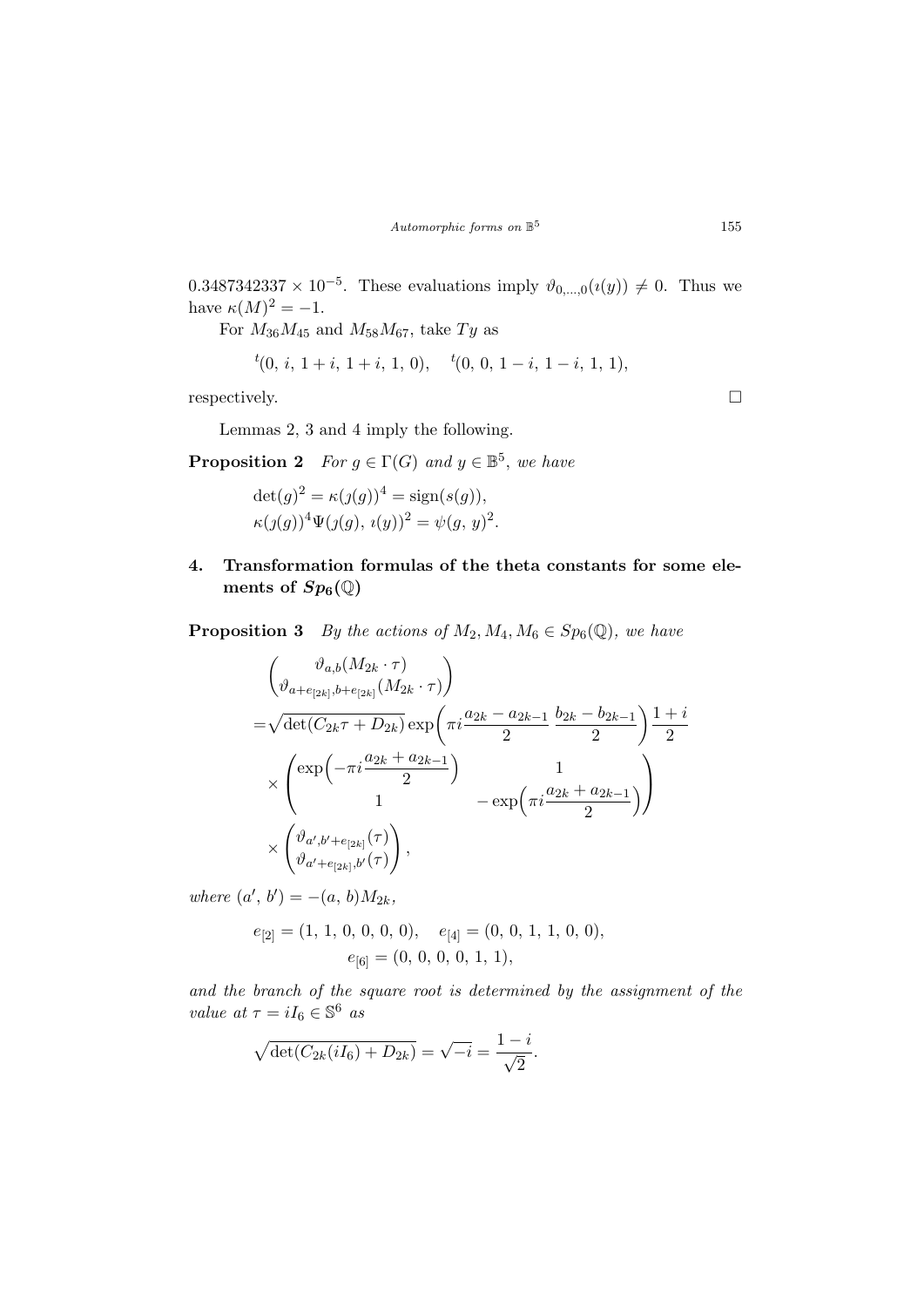$0.3487342337 \times 10^{-5}$. These evaluations imply $\vartheta_{0,\ldots,0}(\imath(y)) \neq 0$. Thus we have $\kappa(M)^2 = -1$.

For $M_{36}M_{45}$ and $M_{58}M_{67}$, take $Ty$ as

$$^t(0,\, i,\, 1+i,\, 1+i,\, 1,\, 0), \quad ^t(0,\, 0,\, 1-i,\, 1-i,\, 1,\, 1),$$

respectively. □

Lemmas 2, 3 and 4 imply the following.

**Proposition 2** *For $g \in \Gamma(G)$ and $y \in \mathbb{B}^5$, we have*

$$\det(g)^2 = \kappa(\jmath(g))^4 = \operatorname{sign}(s(g)),$$
$$\kappa(\jmath(g))^4 \Psi(\jmath(g),\, \imath(y))^2 = \psi(g,\, y)^2.$$

## 4. Transformation formulas of the theta constants for some elements of $Sp_6(\mathbb{Q})$

**Proposition 3** *By the actions of $M_2, M_4, M_6 \in Sp_6(\mathbb{Q})$, we have*

$$\begin{aligned}
&\begin{pmatrix} \vartheta_{a,b}(M_{2k}\cdot\tau) \\ \vartheta_{a+e_{[2k]},b+e_{[2k]}}(M_{2k}\cdot\tau) \end{pmatrix} \\
=&\sqrt{\det(C_{2k}\tau + D_{2k})}\exp\Big(\pi i \frac{a_{2k}-a_{2k-1}}{2}\,\frac{b_{2k}-b_{2k-1}}{2}\Big)\frac{1+i}{2} \\
&\times \begin{pmatrix} \exp\Big(-\pi i\dfrac{a_{2k}+a_{2k-1}}{2}\Big) & 1 \\ 1 & -\exp\Big(\pi i \dfrac{a_{2k}+a_{2k-1}}{2}\Big) \end{pmatrix} \\
&\times \begin{pmatrix} \vartheta_{a',b'+e_{[2k]}}(\tau) \\ \vartheta_{a'+e_{[2k]},b'}(\tau) \end{pmatrix},
\end{aligned}$$

*where $(a',\, b') = -(a,\, b)M_{2k}$,*

$$e_{[2]} = (1,\, 1,\, 0,\, 0,\, 0,\, 0), \quad e_{[4]} = (0,\, 0,\, 1,\, 1,\, 0,\, 0),$$
$$e_{[6]} = (0,\, 0,\, 0,\, 0,\, 1,\, 1),$$

*and the branch of the square root is determined by the assignment of the value at $\tau = iI_6 \in \mathbb{S}^6$ as*

$$\sqrt{\det(C_{2k}(iI_6) + D_{2k})} = \sqrt{-i} = \frac{1-i}{\sqrt{2}}.$$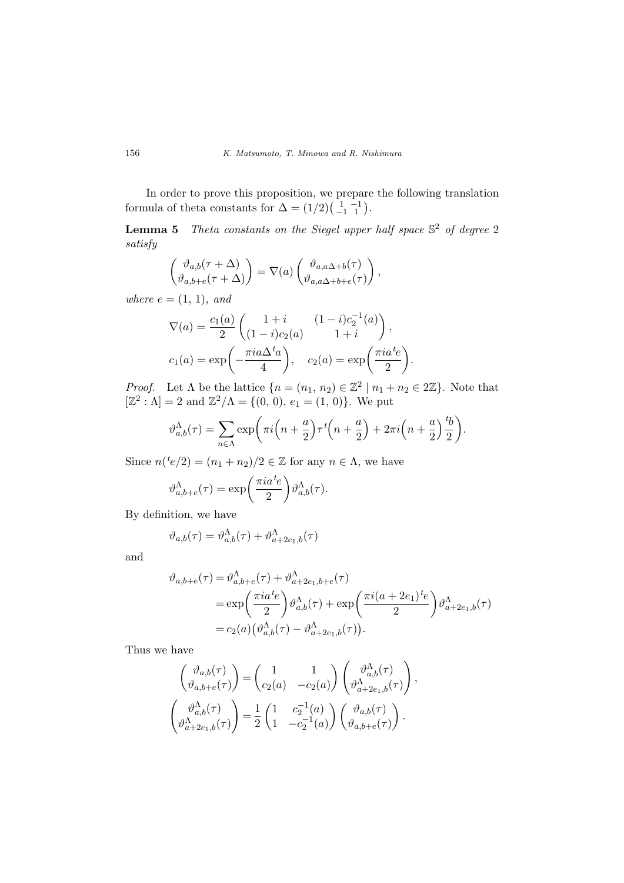In order to prove this proposition, we prepare the following translation formula of theta constants for $\Delta = (1/2)\left(\begin{smallmatrix} 1 & -1 \\ -1 & 1 \end{smallmatrix}\right)$.

**Lemma 5** *Theta constants on the Siegel upper half space* $\mathbb{S}^2$ *of degree* 2 *satisfy*

$$\begin{pmatrix} \vartheta_{a,b}(\tau+\Delta) \\ \vartheta_{a,b+e}(\tau+\Delta) \end{pmatrix} = \nabla(a) \begin{pmatrix} \vartheta_{a,a\Delta+b}(\tau) \\ \vartheta_{a,a\Delta+b+e}(\tau) \end{pmatrix},$$

*where* $e = (1, 1)$*, and*

$$\nabla(a) = \frac{c_1(a)}{2} \begin{pmatrix} 1+i & (1-i)c_2^{-1}(a) \\ (1-i)c_2(a) & 1+i \end{pmatrix},$$

$$c_1(a) = \exp\left(-\frac{\pi i a \Delta {}^t a}{4}\right), \quad c_2(a) = \exp\left(\frac{\pi i a {}^t e}{2}\right).$$

*Proof.* Let $\Lambda$ be the lattice $\{n = (n_1, n_2) \in \mathbb{Z}^2 \mid n_1 + n_2 \in 2\mathbb{Z}\}$. Note that $[\mathbb{Z}^2 : \Lambda] = 2$ and $\mathbb{Z}^2/\Lambda = \{(0, 0), e_1 = (1, 0)\}$. We put

$$\vartheta^\Lambda_{a,b}(\tau) = \sum_{n \in \Lambda} \exp\left(\pi i \left(n + \frac{a}{2}\right)\tau {}^t\left(n + \frac{a}{2}\right) + 2\pi i \left(n + \frac{a}{2}\right)\frac{{}^t b}{2}\right).$$

Since $n({}^t e/2) = (n_1 + n_2)/2 \in \mathbb{Z}$ for any $n \in \Lambda$, we have

$$\vartheta^\Lambda_{a,b+e}(\tau) = \exp\left(\frac{\pi i a {}^t e}{2}\right)\vartheta^\Lambda_{a,b}(\tau).$$

By definition, we have

$$\vartheta_{a,b}(\tau) = \vartheta^\Lambda_{a,b}(\tau) + \vartheta^\Lambda_{a+2e_1,b}(\tau)$$

and

$$\begin{aligned} \vartheta_{a,b+e}(\tau) &= \vartheta^\Lambda_{a,b+e}(\tau) + \vartheta^\Lambda_{a+2e_1,b+e}(\tau) \\ &= \exp\left(\frac{\pi i a {}^t e}{2}\right)\vartheta^\Lambda_{a,b}(\tau) + \exp\left(\frac{\pi i (a+2e_1) {}^t e}{2}\right)\vartheta^\Lambda_{a+2e_1,b}(\tau) \\ &= c_2(a)\big(\vartheta^\Lambda_{a,b}(\tau) - \vartheta^\Lambda_{a+2e_1,b}(\tau)\big). \end{aligned}$$

Thus we have

$$\begin{pmatrix} \vartheta_{a,b}(\tau) \\ \vartheta_{a,b+e}(\tau) \end{pmatrix} = \begin{pmatrix} 1 & 1 \\ c_2(a) & -c_2(a) \end{pmatrix} \begin{pmatrix} \vartheta^\Lambda_{a,b}(\tau) \\ \vartheta^\Lambda_{a+2e_1,b}(\tau) \end{pmatrix},$$

$$\begin{pmatrix} \vartheta^\Lambda_{a,b}(\tau) \\ \vartheta^\Lambda_{a+2e_1,b}(\tau) \end{pmatrix} = \frac{1}{2} \begin{pmatrix} 1 & c_2^{-1}(a) \\ 1 & -c_2^{-1}(a) \end{pmatrix} \begin{pmatrix} \vartheta_{a,b}(\tau) \\ \vartheta_{a,b+e}(\tau) \end{pmatrix}.$$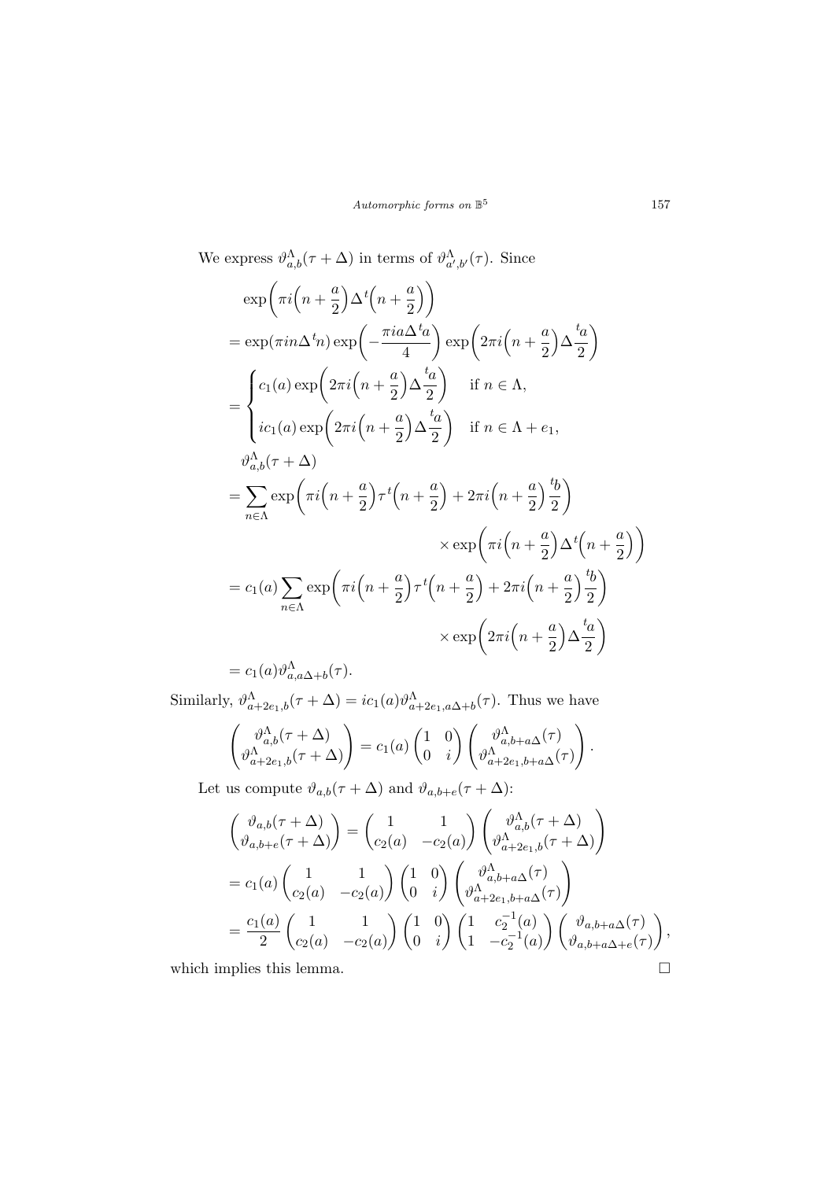We express $\vartheta^{\Lambda}_{a,b}(\tau+\Delta)$ in terms of $\vartheta^{\Lambda}_{a',b'}(\tau)$. Since

$$
\begin{aligned}
&\exp\Big(\pi i\Big(n+\frac{a}{2}\Big)\Delta\, {}^t\Big(n+\frac{a}{2}\Big)\Big) \\
&= \exp(\pi i n \Delta\, {}^t n)\exp\Big(-\frac{\pi i a \Delta\, {}^t a}{4}\Big)\exp\Big(2\pi i\Big(n+\frac{a}{2}\Big)\Delta\frac{{}^t a}{2}\Big) \\
&= \begin{cases} c_1(a)\exp\Big(2\pi i\Big(n+\frac{a}{2}\Big)\Delta\frac{{}^t a}{2}\Big) & \text{if } n\in\Lambda, \\ i c_1(a)\exp\Big(2\pi i\Big(n+\frac{a}{2}\Big)\Delta\frac{{}^t a}{2}\Big) & \text{if } n\in\Lambda+e_1, \end{cases}
\end{aligned}
$$

$$
\begin{aligned}
&\vartheta^{\Lambda}_{a,b}(\tau+\Delta) \\
&= \sum_{n\in\Lambda}\exp\Big(\pi i\Big(n+\frac{a}{2}\Big)\tau\, {}^t\Big(n+\frac{a}{2}\Big)+2\pi i\Big(n+\frac{a}{2}\Big)\frac{{}^t b}{2}\Big) \\
&\qquad\qquad\times\exp\Big(\pi i\Big(n+\frac{a}{2}\Big)\Delta\, {}^t\Big(n+\frac{a}{2}\Big)\Big) \\
&= c_1(a)\sum_{n\in\Lambda}\exp\Big(\pi i\Big(n+\frac{a}{2}\Big)\tau\, {}^t\Big(n+\frac{a}{2}\Big)+2\pi i\Big(n+\frac{a}{2}\Big)\frac{{}^t b}{2}\Big) \\
&\qquad\qquad\times\exp\Big(2\pi i\Big(n+\frac{a}{2}\Big)\Delta\frac{{}^t a}{2}\Big) \\
&= c_1(a)\vartheta^{\Lambda}_{a,a\Delta+b}(\tau).
\end{aligned}
$$

Similarly, $\vartheta^{\Lambda}_{a+2e_1,b}(\tau+\Delta) = i c_1(a)\vartheta^{\Lambda}_{a+2e_1,a\Delta+b}(\tau)$. Thus we have

$$
\begin{pmatrix} \vartheta^{\Lambda}_{a,b}(\tau+\Delta) \\ \vartheta^{\Lambda}_{a+2e_1,b}(\tau+\Delta) \end{pmatrix} = c_1(a)\begin{pmatrix} 1 & 0 \\ 0 & i \end{pmatrix}\begin{pmatrix} \vartheta^{\Lambda}_{a,b+a\Delta}(\tau) \\ \vartheta^{\Lambda}_{a+2e_1,b+a\Delta}(\tau) \end{pmatrix}.
$$

Let us compute $\vartheta_{a,b}(\tau+\Delta)$ and $\vartheta_{a,b+e}(\tau+\Delta)$:

$$
\begin{aligned}
\begin{pmatrix} \vartheta_{a,b}(\tau+\Delta) \\ \vartheta_{a,b+e}(\tau+\Delta) \end{pmatrix} &= \begin{pmatrix} 1 & 1 \\ c_2(a) & -c_2(a) \end{pmatrix}\begin{pmatrix} \vartheta^{\Lambda}_{a,b}(\tau+\Delta) \\ \vartheta^{\Lambda}_{a+2e_1,b}(\tau+\Delta) \end{pmatrix} \\
&= c_1(a)\begin{pmatrix} 1 & 1 \\ c_2(a) & -c_2(a) \end{pmatrix}\begin{pmatrix} 1 & 0 \\ 0 & i \end{pmatrix}\begin{pmatrix} \vartheta^{\Lambda}_{a,b+a\Delta}(\tau) \\ \vartheta^{\Lambda}_{a+2e_1,b+a\Delta}(\tau) \end{pmatrix} \\
&= \frac{c_1(a)}{2}\begin{pmatrix} 1 & 1 \\ c_2(a) & -c_2(a) \end{pmatrix}\begin{pmatrix} 1 & 0 \\ 0 & i \end{pmatrix}\begin{pmatrix} 1 & c_2^{-1}(a) \\ 1 & -c_2^{-1}(a) \end{pmatrix}\begin{pmatrix} \vartheta_{a,b+a\Delta}(\tau) \\ \vartheta_{a,b+a\Delta+e}(\tau) \end{pmatrix},
\end{aligned}
$$

which implies this lemma. □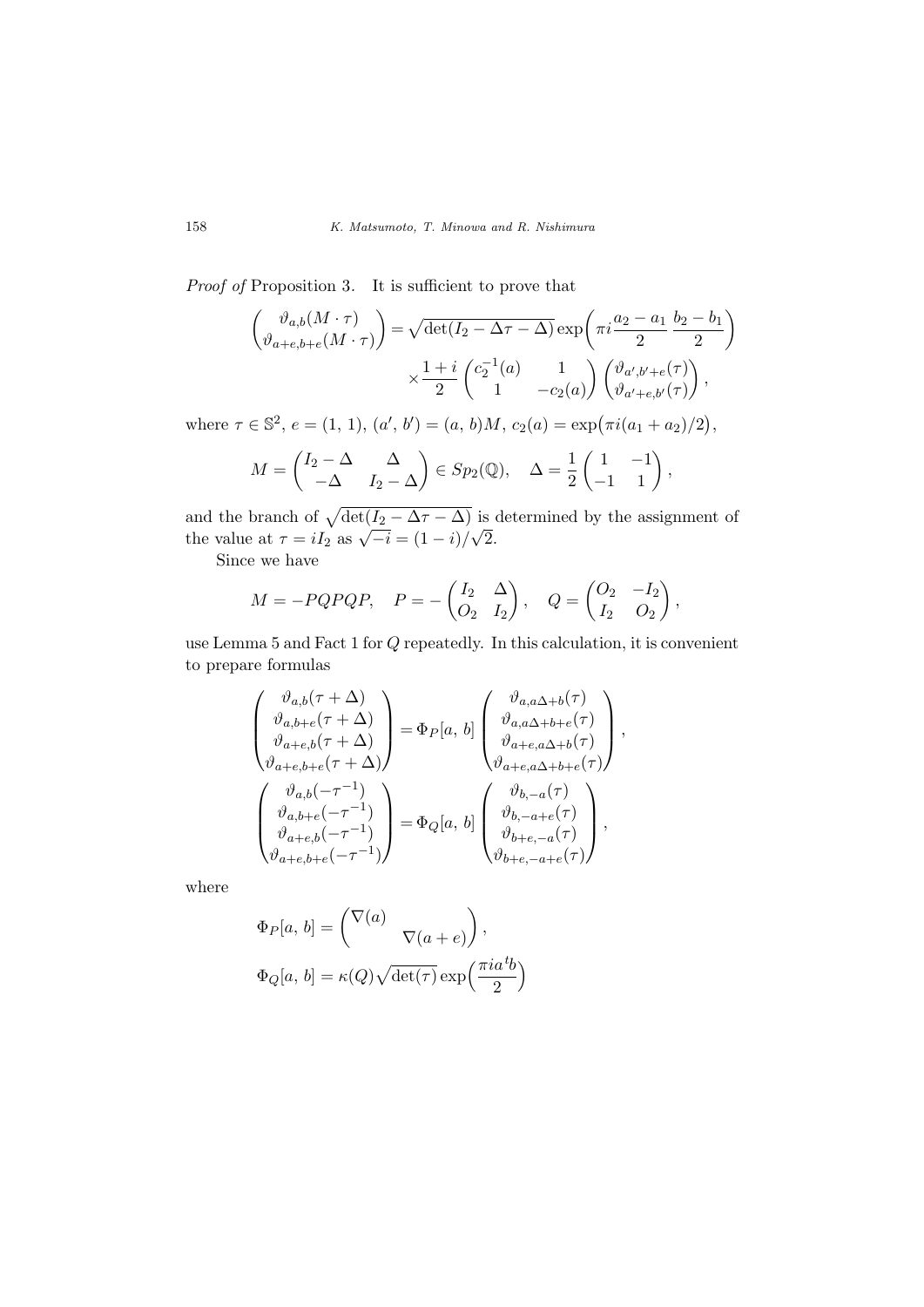*Proof of* Proposition 3. It is sufficient to prove that

$$\begin{pmatrix} \vartheta_{a,b}(M\cdot\tau) \\ \vartheta_{a+e,b+e}(M\cdot\tau) \end{pmatrix} = \sqrt{\det(I_2-\Delta\tau-\Delta)}\exp\Big(\pi i\frac{a_2-a_1}{2}\,\frac{b_2-b_1}{2}\Big) \times\frac{1+i}{2}\begin{pmatrix} c_2^{-1}(a) & 1 \\ 1 & -c_2(a) \end{pmatrix}\begin{pmatrix} \vartheta_{a',b'+e}(\tau) \\ \vartheta_{a'+e,b'}(\tau) \end{pmatrix},$$

where $\tau\in\mathbb{S}^2$, $e=(1,\,1)$, $(a',\,b')=(a,\,b)M$, $c_2(a)=\exp\big(\pi i(a_1+a_2)/2\big)$,

$$M=\begin{pmatrix} I_2-\Delta & \Delta \\ -\Delta & I_2-\Delta \end{pmatrix}\in Sp_2(\mathbb{Q}),\quad \Delta=\frac{1}{2}\begin{pmatrix} 1 & -1 \\ -1 & 1 \end{pmatrix},$$

and the branch of $\sqrt{\det(I_2-\Delta\tau-\Delta)}$ is determined by the assignment of the value at $\tau=iI_2$ as $\sqrt{-i}=(1-i)/\sqrt{2}$.

Since we have

$$M=-PQPQP,\quad P=-\begin{pmatrix} I_2 & \Delta \\ O_2 & I_2 \end{pmatrix},\quad Q=\begin{pmatrix} O_2 & -I_2 \\ I_2 & O_2 \end{pmatrix},$$

use Lemma 5 and Fact 1 for $Q$ repeatedly. In this calculation, it is convenient to prepare formulas

$$\begin{pmatrix} \vartheta_{a,b}(\tau+\Delta) \\ \vartheta_{a,b+e}(\tau+\Delta) \\ \vartheta_{a+e,b}(\tau+\Delta) \\ \vartheta_{a+e,b+e}(\tau+\Delta) \end{pmatrix} = \Phi_P[a,\,b]\begin{pmatrix} \vartheta_{a,a\Delta+b}(\tau) \\ \vartheta_{a,a\Delta+b+e}(\tau) \\ \vartheta_{a+e,a\Delta+b}(\tau) \\ \vartheta_{a+e,a\Delta+b+e}(\tau) \end{pmatrix},$$

$$\begin{pmatrix} \vartheta_{a,b}(-\tau^{-1}) \\ \vartheta_{a,b+e}(-\tau^{-1}) \\ \vartheta_{a+e,b}(-\tau^{-1}) \\ \vartheta_{a+e,b+e}(-\tau^{-1}) \end{pmatrix} = \Phi_Q[a,\,b]\begin{pmatrix} \vartheta_{b,-a}(\tau) \\ \vartheta_{b,-a+e}(\tau) \\ \vartheta_{b+e,-a}(\tau) \\ \vartheta_{b+e,-a+e}(\tau) \end{pmatrix},$$

where

$$\Phi_P[a,\,b]=\begin{pmatrix} \nabla(a) & \\ & \nabla(a+e) \end{pmatrix},$$

$$\Phi_Q[a,\,b]=\kappa(Q)\sqrt{\det(\tau)}\exp\Big(\frac{\pi i a\,{}^t b}{2}\Big)$$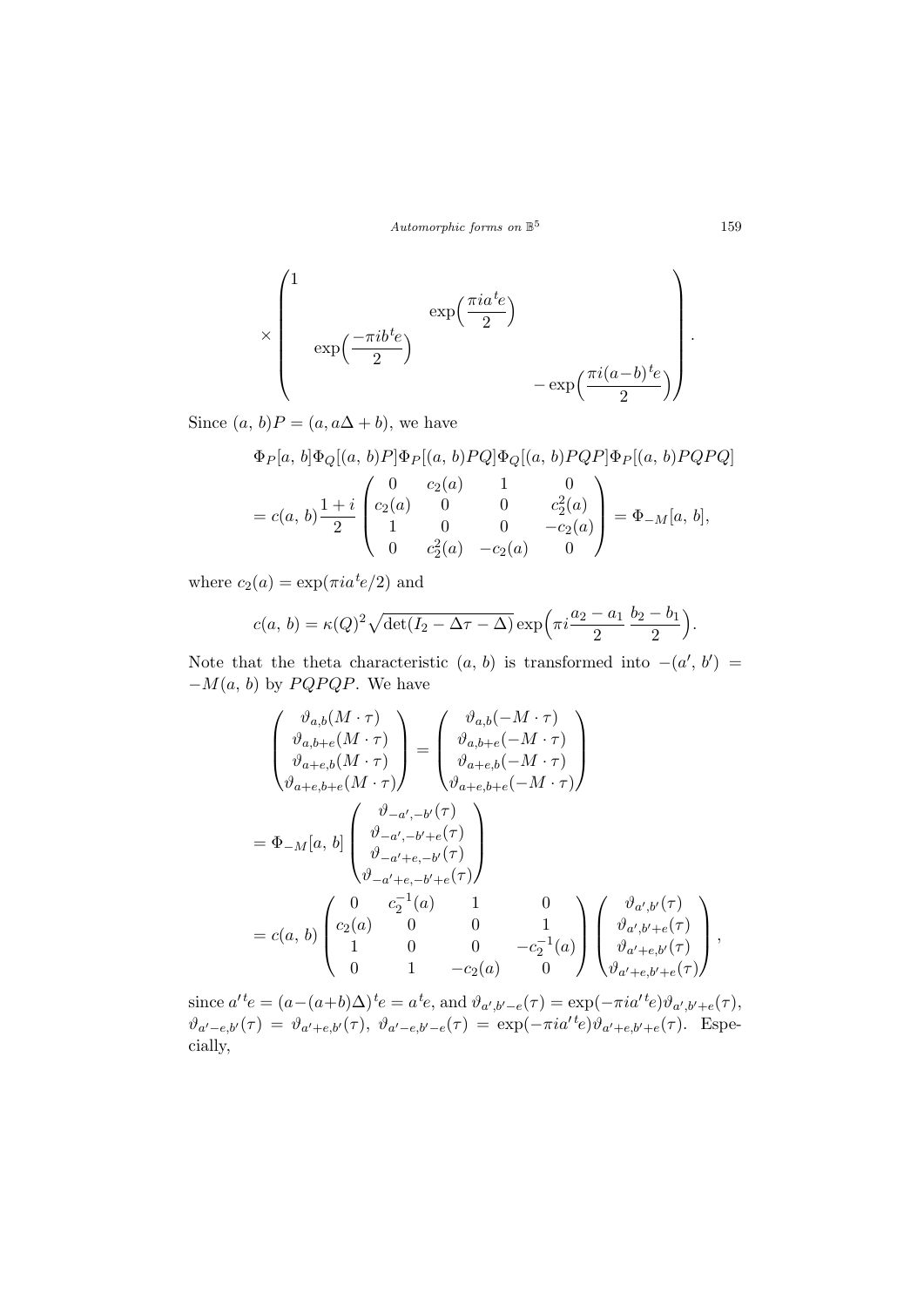$$
\times \begin{pmatrix} 1 & & & \\ & & \exp\Big(\dfrac{\pi i a^t e}{2}\Big) & \\ & \exp\Big(\dfrac{-\pi i b^t e}{2}\Big) & & \\ & & & -\exp\Big(\dfrac{\pi i (a-b)^t e}{2}\Big) \end{pmatrix}.
$$

Since $(a, b)P = (a, a\Delta + b)$, we have

$$
\begin{aligned}
&\Phi_P[a, b]\Phi_Q[(a, b)P]\Phi_P[(a, b)PQ]\Phi_Q[(a, b)PQP]\Phi_P[(a, b)PQPQ] \\
&= c(a, b)\frac{1+i}{2}\begin{pmatrix} 0 & c_2(a) & 1 & 0 \\ c_2(a) & 0 & 0 & c_2^2(a) \\ 1 & 0 & 0 & -c_2(a) \\ 0 & c_2^2(a) & -c_2(a) & 0 \end{pmatrix} = \Phi_{-M}[a, b],
\end{aligned}
$$

where $c_2(a) = \exp(\pi i a^t e/2)$ and

$$
c(a, b) = \kappa(Q)^2\sqrt{\det(I_2 - \Delta\tau - \Delta)}\exp\Big(\pi i \frac{a_2 - a_1}{2}\,\frac{b_2 - b_1}{2}\Big).
$$

Note that the theta characteristic $(a, b)$ is transformed into $-(a', b') = -M(a, b)$ by $PQPQP$. We have

$$
\begin{aligned}
\begin{pmatrix} \vartheta_{a,b}(M\cdot\tau) \\ \vartheta_{a,b+e}(M\cdot\tau) \\ \vartheta_{a+e,b}(M\cdot\tau) \\ \vartheta_{a+e,b+e}(M\cdot\tau) \end{pmatrix} &= \begin{pmatrix} \vartheta_{a,b}(-M\cdot\tau) \\ \vartheta_{a,b+e}(-M\cdot\tau) \\ \vartheta_{a+e,b}(-M\cdot\tau) \\ \vartheta_{a+e,b+e}(-M\cdot\tau) \end{pmatrix} \\
&= \Phi_{-M}[a, b]\begin{pmatrix} \vartheta_{-a',-b'}(\tau) \\ \vartheta_{-a',-b'+e}(\tau) \\ \vartheta_{-a'+e,-b'}(\tau) \\ \vartheta_{-a'+e,-b'+e}(\tau) \end{pmatrix} \\
&= c(a, b)\begin{pmatrix} 0 & c_2^{-1}(a) & 1 & 0 \\ c_2(a) & 0 & 0 & 1 \\ 1 & 0 & 0 & -c_2^{-1}(a) \\ 0 & 1 & -c_2(a) & 0 \end{pmatrix}\begin{pmatrix} \vartheta_{a',b'}(\tau) \\ \vartheta_{a',b'+e}(\tau) \\ \vartheta_{a'+e,b'}(\tau) \\ \vartheta_{a'+e,b'+e}(\tau) \end{pmatrix},
\end{aligned}
$$

since $a'^te = (a-(a+b)\Delta)^te = a^te$, and $\vartheta_{a',b'-e}(\tau) = \exp(-\pi i a'^te)\vartheta_{a',b'+e}(\tau)$, $\vartheta_{a'-e,b'}(\tau) = \vartheta_{a'+e,b'}(\tau)$, $\vartheta_{a'-e,b'-e}(\tau) = \exp(-\pi i a'^te)\vartheta_{a'+e,b'+e}(\tau)$. Especially,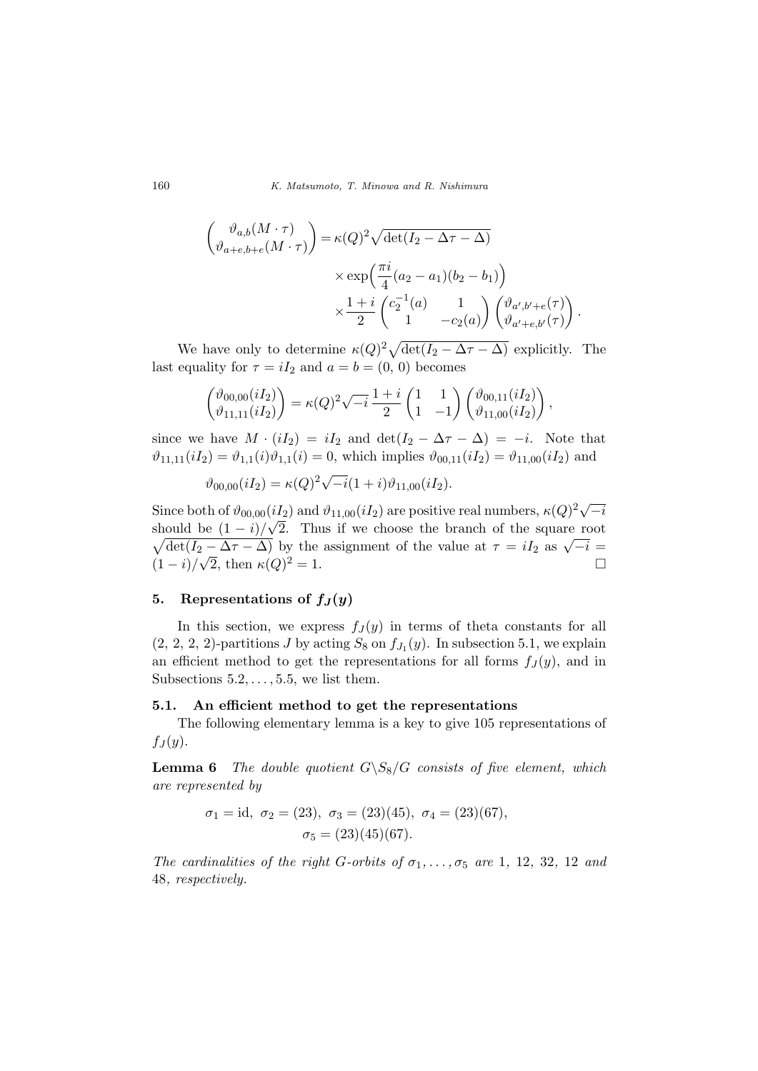$$\begin{pmatrix} \vartheta_{a,b}(M\cdot\tau) \\ \vartheta_{a+e,b+e}(M\cdot\tau) \end{pmatrix} = \kappa(Q)^2\sqrt{\det(I_2-\Delta\tau-\Delta)}$$

$$\times \exp\Big(\frac{\pi i}{4}(a_2-a_1)(b_2-b_1)\Big)$$

$$\times \frac{1+i}{2}\begin{pmatrix} c_2^{-1}(a) & 1 \\ 1 & -c_2(a) \end{pmatrix}\begin{pmatrix} \vartheta_{a',b'+e}(\tau) \\ \vartheta_{a'+e,b'}(\tau) \end{pmatrix}.$$

We have only to determine $\kappa(Q)^2\sqrt{\det(I_2-\Delta\tau-\Delta)}$ explicitly. The last equality for $\tau = iI_2$ and $a = b = (0,0)$ becomes

$$\begin{pmatrix} \vartheta_{00,00}(iI_2) \\ \vartheta_{11,11}(iI_2) \end{pmatrix} = \kappa(Q)^2\sqrt{-i}\,\frac{1+i}{2}\begin{pmatrix} 1 & 1 \\ 1 & -1 \end{pmatrix}\begin{pmatrix} \vartheta_{00,11}(iI_2) \\ \vartheta_{11,00}(iI_2) \end{pmatrix},$$

since we have $M\cdot(iI_2) = iI_2$ and $\det(I_2-\Delta\tau-\Delta) = -i$. Note that $\vartheta_{11,11}(iI_2) = \vartheta_{1,1}(i)\vartheta_{1,1}(i) = 0$, which implies $\vartheta_{00,11}(iI_2) = \vartheta_{11,00}(iI_2)$ and

$$\vartheta_{00,00}(iI_2) = \kappa(Q)^2\sqrt{-i}(1+i)\vartheta_{11,00}(iI_2).$$

Since both of $\vartheta_{00,00}(iI_2)$ and $\vartheta_{11,00}(iI_2)$ are positive real numbers, $\kappa(Q)^2\sqrt{-i}$ should be $(1-i)/\sqrt{2}$. Thus if we choose the branch of the square root $\sqrt{\det(I_2-\Delta\tau-\Delta)}$ by the assignment of the value at $\tau = iI_2$ as $\sqrt{-i} = (1-i)/\sqrt{2}$, then $\kappa(Q)^2 = 1$. □

## 5. Representations of $f_J(y)$

In this section, we express $f_J(y)$ in terms of theta constants for all $(2,2,2,2)$-partitions $J$ by acting $S_8$ on $f_{J_1}(y)$. In subsection 5.1, we explain an efficient method to get the representations for all forms $f_J(y)$, and in Subsections $5.2,\ldots,5.5$, we list them.

### 5.1. An efficient method to get the representations

The following elementary lemma is a key to give 105 representations of $f_J(y)$.

**Lemma 6** *The double quotient $G\backslash S_8/G$ consists of five element, which are represented by*

$$\sigma_1 = \mathrm{id},\ \sigma_2 = (23),\ \sigma_3 = (23)(45),\ \sigma_4 = (23)(67),$$
$$\sigma_5 = (23)(45)(67).$$

*The cardinalities of the right $G$-orbits of $\sigma_1,\ldots,\sigma_5$ are 1, 12, 32, 12 and 48, respectively.*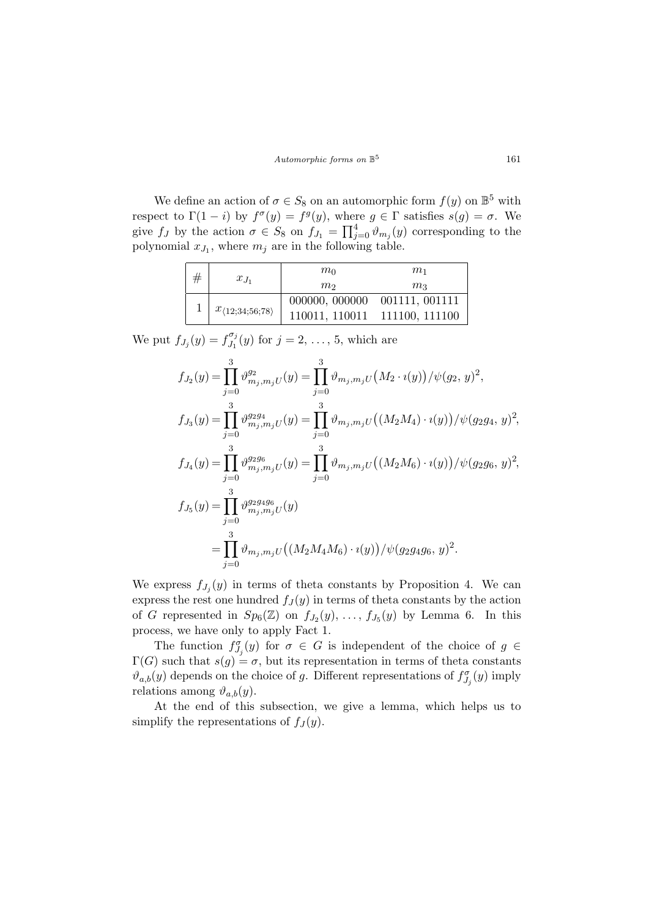We define an action of $\sigma \in S_8$ on an automorphic form $f(y)$ on $\mathbb{B}^5$ with respect to $\Gamma(1-i)$ by $f^\sigma(y) = f^g(y)$, where $g \in \Gamma$ satisfies $s(g) = \sigma$. We give $f_J$ by the action $\sigma \in S_8$ on $f_{J_1} = \prod_{j=0}^{4} \vartheta_{m_j}(y)$ corresponding to the polynomial $x_{J_1}$, where $m_j$ are in the following table.

| # | $x_{J_1}$ | $m_0$ / $m_2$ | $m_1$ / $m_3$ |
|---|---|---|---|
| 1 | $x_{\langle 12;34;56;78\rangle}$ | 000000, 000000 / 110011, 110011 | 001111, 001111 / 111100, 111100 |

We put $f_{J_j}(y) = f_{J_1}^{\sigma_j}(y)$ for $j = 2, \ldots, 5$, which are

$$
\begin{aligned}
f_{J_2}(y) &= \prod_{j=0}^{3} \vartheta^{g_2}_{m_j, m_j U}(y) = \prod_{j=0}^{3} \vartheta_{m_j, m_j U}\big(M_2 \cdot \imath(y)\big)/\psi(g_2, y)^2, \\
f_{J_3}(y) &= \prod_{j=0}^{3} \vartheta^{g_2 g_4}_{m_j, m_j U}(y) = \prod_{j=0}^{3} \vartheta_{m_j, m_j U}\big((M_2 M_4) \cdot \imath(y)\big)/\psi(g_2 g_4, y)^2, \\
f_{J_4}(y) &= \prod_{j=0}^{3} \vartheta^{g_2 g_6}_{m_j, m_j U}(y) = \prod_{j=0}^{3} \vartheta_{m_j, m_j U}\big((M_2 M_6) \cdot \imath(y)\big)/\psi(g_2 g_6, y)^2, \\
f_{J_5}(y) &= \prod_{j=0}^{3} \vartheta^{g_2 g_4 g_6}_{m_j, m_j U}(y) \\
&= \prod_{j=0}^{3} \vartheta_{m_j, m_j U}\big((M_2 M_4 M_6) \cdot \imath(y)\big)/\psi(g_2 g_4 g_6, y)^2.
\end{aligned}
$$

We express $f_{J_j}(y)$ in terms of theta constants by Proposition 4. We can express the rest one hundred $f_J(y)$ in terms of theta constants by the action of $G$ represented in $Sp_6(\mathbb{Z})$ on $f_{J_2}(y), \ldots, f_{J_5}(y)$ by Lemma 6. In this process, we have only to apply Fact 1.

The function $f^\sigma_{J_j}(y)$ for $\sigma \in G$ is independent of the choice of $g \in \Gamma(G)$ such that $s(g) = \sigma$, but its representation in terms of theta constants $\vartheta_{a,b}(y)$ depends on the choice of $g$. Different representations of $f^\sigma_{J_j}(y)$ imply relations among $\vartheta_{a,b}(y)$.

At the end of this subsection, we give a lemma, which helps us to simplify the representations of $f_J(y)$.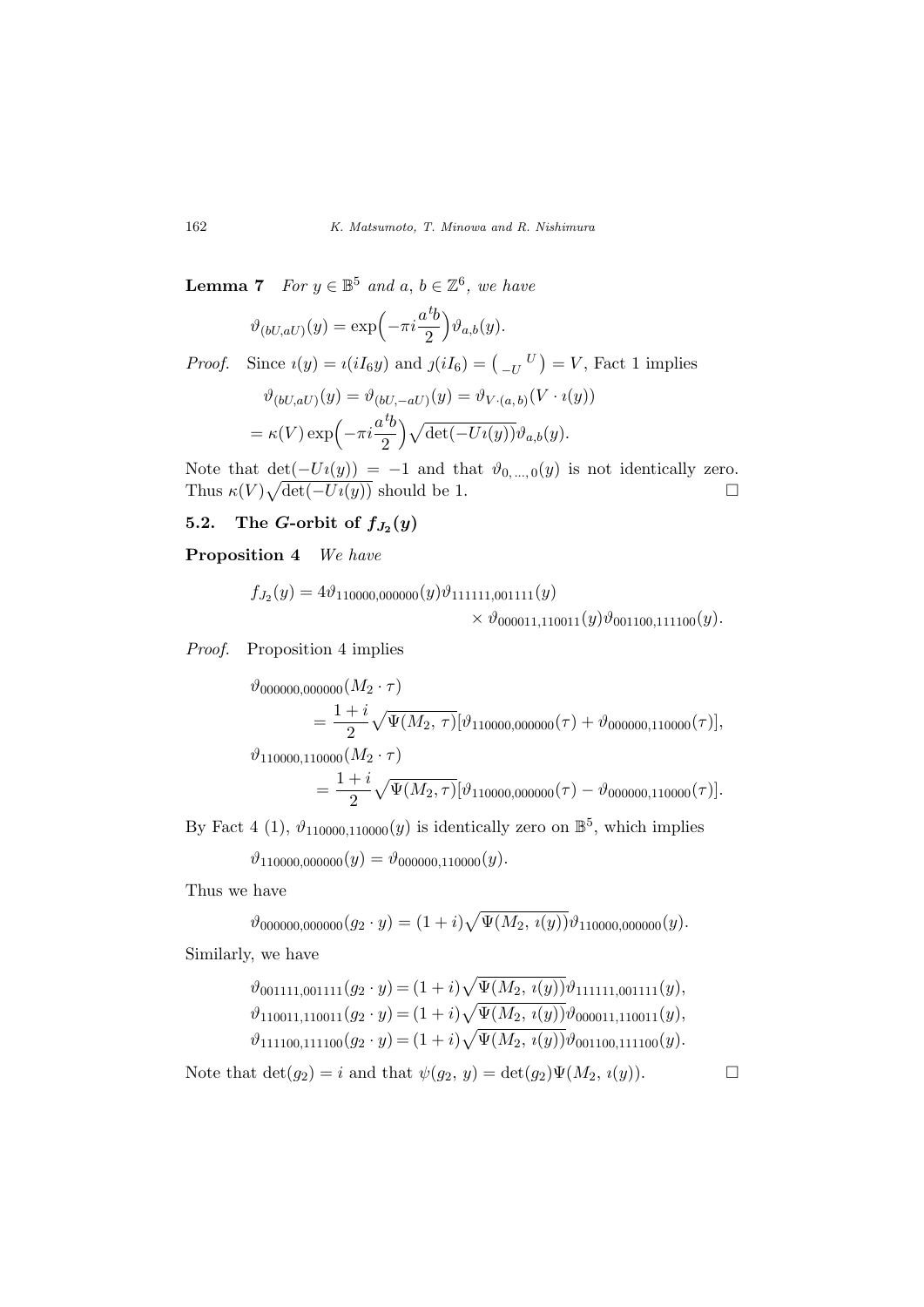**Lemma 7** *For $y \in \mathbb{B}^5$ and $a, b \in \mathbb{Z}^6$, we have*

$$\vartheta_{(bU,aU)}(y) = \exp\Big(-\pi i \frac{a\,{}^t b}{2}\Big)\vartheta_{a,b}(y).$$

*Proof.* Since $\imath(y) = \imath(iI_6 y)$ and $\jmath(iI_6) = \begin{pmatrix} & U \\ -U & \end{pmatrix} = V$, Fact 1 implies

$$\begin{aligned}
&\vartheta_{(bU,aU)}(y) = \vartheta_{(bU,-aU)}(y) = \vartheta_{V\cdot(a,\,b)}(V \cdot \imath(y)) \\
&= \kappa(V)\exp\Big(-\pi i \frac{a\,{}^t b}{2}\Big)\sqrt{\det(-U\imath(y))}\vartheta_{a,b}(y).
\end{aligned}$$

Note that $\det(-U\imath(y)) = -1$ and that $\vartheta_{0,\ldots,0}(y)$ is not identically zero. Thus $\kappa(V)\sqrt{\det(-U\imath(y))}$ should be 1. $\square$

### 5.2. The $G$-orbit of $f_{J_2}(y)$

**Proposition 4** *We have*

$$\begin{aligned}
f_{J_2}(y) = 4&\vartheta_{110000,000000}(y)\vartheta_{111111,001111}(y) \\
&\times \vartheta_{000011,110011}(y)\vartheta_{001100,111100}(y).
\end{aligned}$$

*Proof.* Proposition 4 implies

$$\begin{aligned}
&\vartheta_{000000,000000}(M_2 \cdot \tau) \\
&\qquad = \frac{1+i}{2}\sqrt{\Psi(M_2,\,\tau)}[\vartheta_{110000,000000}(\tau) + \vartheta_{000000,110000}(\tau)], \\
&\vartheta_{110000,110000}(M_2 \cdot \tau) \\
&\qquad = \frac{1+i}{2}\sqrt{\Psi(M_2,\tau)}[\vartheta_{110000,000000}(\tau) - \vartheta_{000000,110000}(\tau)].
\end{aligned}$$

By Fact 4 (1), $\vartheta_{110000,110000}(y)$ is identically zero on $\mathbb{B}^5$, which implies

$$\vartheta_{110000,000000}(y) = \vartheta_{000000,110000}(y).$$

Thus we have

$$\vartheta_{000000,000000}(g_2 \cdot y) = (1+i)\sqrt{\Psi(M_2,\,\imath(y))}\vartheta_{110000,000000}(y).$$

Similarly, we have

$$\begin{aligned}
\vartheta_{001111,001111}(g_2 \cdot y) &= (1+i)\sqrt{\Psi(M_2,\,\imath(y))}\vartheta_{111111,001111}(y), \\
\vartheta_{110011,110011}(g_2 \cdot y) &= (1+i)\sqrt{\Psi(M_2,\,\imath(y))}\vartheta_{000011,110011}(y), \\
\vartheta_{111100,111100}(g_2 \cdot y) &= (1+i)\sqrt{\Psi(M_2,\,\imath(y))}\vartheta_{001100,111100}(y).
\end{aligned}$$

Note that $\det(g_2) = i$ and that $\psi(g_2,\,y) = \det(g_2)\Psi(M_2,\,\imath(y))$. $\square$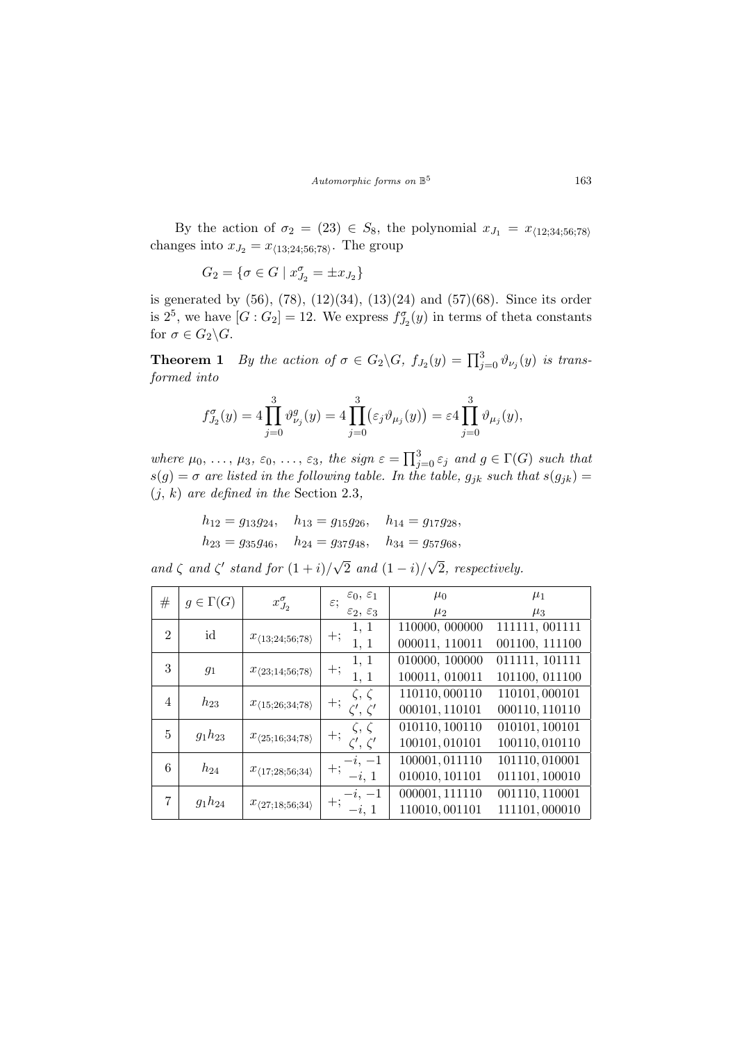By the action of $\sigma_2 = (23) \in S_8$, the polynomial $x_{J_1} = x_{\langle 12;34;56;78\rangle}$ changes into $x_{J_2} = x_{\langle 13;24;56;78\rangle}$. The group

$$G_2 = \{\sigma \in G \mid x_{J_2}^{\sigma} = \pm x_{J_2}\}$$

is generated by (56), (78), (12)(34), (13)(24) and (57)(68). Since its order is $2^5$, we have $[G : G_2] = 12$. We express $f_{J_2}^{\sigma}(y)$ in terms of theta constants for $\sigma \in G_2\backslash G$.

**Theorem 1** *By the action of $\sigma \in G_2\backslash G$, $f_{J_2}(y) = \prod_{j=0}^{3} \vartheta_{\nu_j}(y)$ is transformed into*

$$f_{J_2}^{\sigma}(y) = 4\prod_{j=0}^{3} \vartheta_{\nu_j}^{g}(y) = 4\prod_{j=0}^{3}\big(\varepsilon_j \vartheta_{\mu_j}(y)\big) = \varepsilon 4\prod_{j=0}^{3} \vartheta_{\mu_j}(y),$$

*where $\mu_0, \ldots, \mu_3$, $\varepsilon_0, \ldots, \varepsilon_3$, the sign $\varepsilon = \prod_{j=0}^{3} \varepsilon_j$ and $g \in \Gamma(G)$ such that $s(g) = \sigma$ are listed in the following table. In the table, $g_{jk}$ such that $s(g_{jk}) = (j, k)$ are defined in the* Section 2.3*,*

$$h_{12} = g_{13}g_{24}, \quad h_{13} = g_{15}g_{26}, \quad h_{14} = g_{17}g_{28},$$
$$h_{23} = g_{35}g_{46}, \quad h_{24} = g_{37}g_{48}, \quad h_{34} = g_{57}g_{68},$$

*and $\zeta$ and $\zeta'$ stand for $(1+i)/\sqrt{2}$ and $(1-i)/\sqrt{2}$, respectively.*

| # | $g \in \Gamma(G)$ | $x_{J_2}^{\sigma}$ | $\varepsilon$; $\varepsilon_0, \varepsilon_1$ / $\varepsilon_2, \varepsilon_3$ | $\mu_0$ / $\mu_2$ | $\mu_1$ / $\mu_3$ |
|---|---|---|---|---|---|
| 2 | id | $x_{\langle 13;24;56;78\rangle}$ | $+$; 1, 1 | 110000, 000000 | 111111, 001111 |
| | | | 1, 1 | 000011, 110011 | 001100, 111100 |
| 3 | $g_1$ | $x_{\langle 23;14;56;78\rangle}$ | $+$; 1, 1 | 010000, 100000 | 011111, 101111 |
| | | | 1, 1 | 100011, 010011 | 101100, 011100 |
| 4 | $h_{23}$ | $x_{\langle 15;26;34;78\rangle}$ | $+$; $\zeta, \zeta$ | 110110, 000110 | 110101, 000101 |
| | | | $\zeta', \zeta'$ | 000101, 110101 | 000110, 110110 |
| 5 | $g_1h_{23}$ | $x_{\langle 25;16;34;78\rangle}$ | $+$; $\zeta, \zeta$ | 010110, 100110 | 010101, 100101 |
| | | | $\zeta', \zeta'$ | 100101, 010101 | 100110, 010110 |
| 6 | $h_{24}$ | $x_{\langle 17;28;56;34\rangle}$ | $+$; $-i, -1$ | 100001, 011110 | 101110, 010001 |
| | | | $-i, 1$ | 010010, 101101 | 011101, 100010 |
| 7 | $g_1h_{24}$ | $x_{\langle 27;18;56;34\rangle}$ | $+$; $-i, -1$ | 000001, 111110 | 001110, 110001 |
| | | | $-i, 1$ | 110010, 001101 | 111101, 000010 |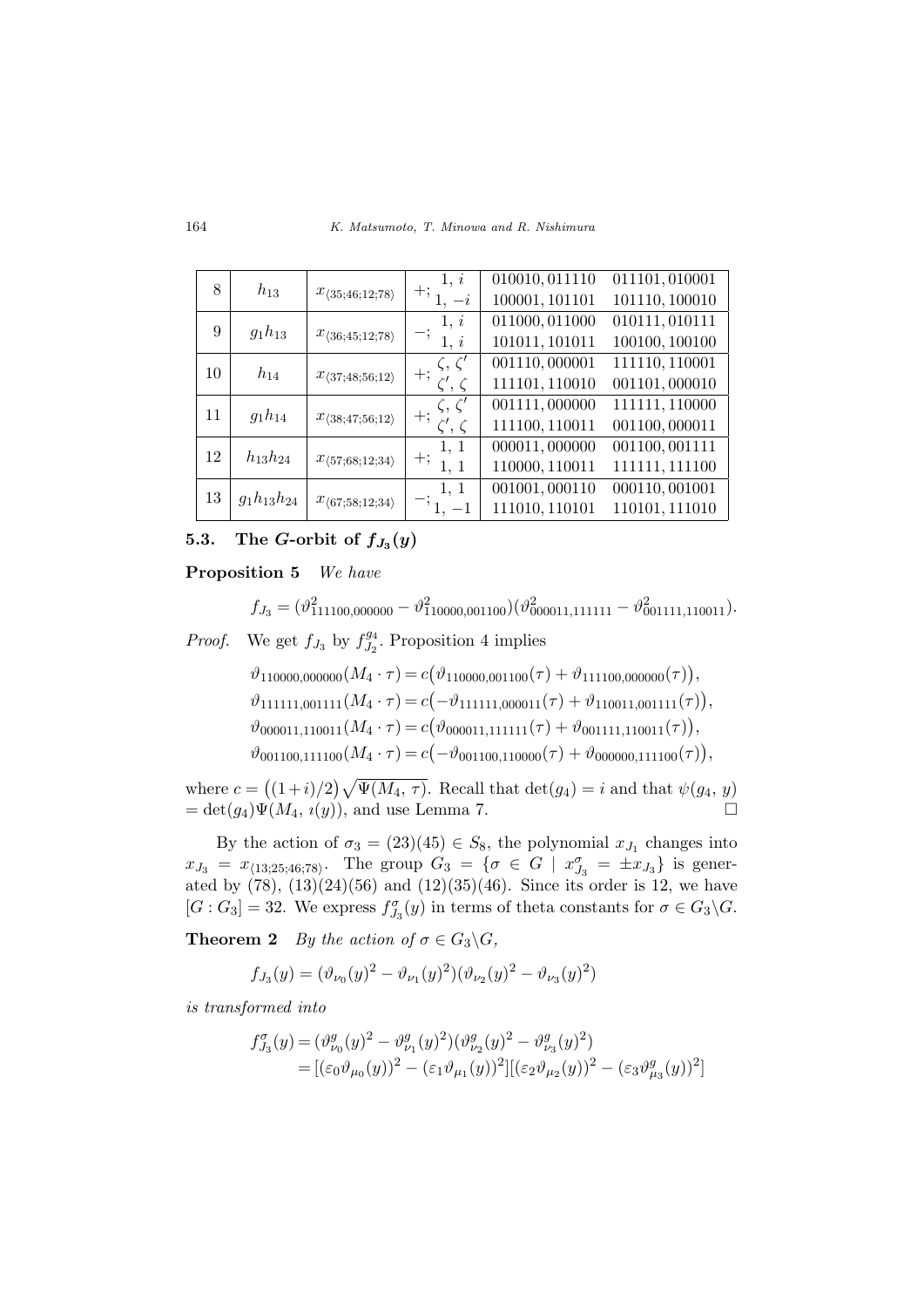| 8 | $h_{13}$ | $x_{\langle 35;46;12;78\rangle}$ | $+;\ \begin{matrix}1,\ i\\ 1,\ -i\end{matrix}$ | 010010, 011110<br>100001, 101101 | 011101, 010001<br>101110, 100010 |
|---|---|---|---|---|---|
| 9 | $g_1h_{13}$ | $x_{\langle 36;45;12;78\rangle}$ | $-;\ \begin{matrix}1,\ i\\ 1,\ i\end{matrix}$ | 011000, 011000<br>101011, 101011 | 010111, 010111<br>100100, 100100 |
| 10 | $h_{14}$ | $x_{\langle 37;48;56;12\rangle}$ | $+;\ \begin{matrix}\zeta,\ \zeta'\\ \zeta',\ \zeta\end{matrix}$ | 001110, 000001<br>111101, 110010 | 111110, 110001<br>001101, 000010 |
| 11 | $g_1h_{14}$ | $x_{\langle 38;47;56;12\rangle}$ | $+;\ \begin{matrix}\zeta,\ \zeta'\\ \zeta',\ \zeta\end{matrix}$ | 001111, 000000<br>111100, 110011 | 111111, 110000<br>001100, 000011 |
| 12 | $h_{13}h_{24}$ | $x_{\langle 57;68;12;34\rangle}$ | $+;\ \begin{matrix}1,\ 1\\ 1,\ 1\end{matrix}$ | 000011, 000000<br>110000, 110011 | 001100, 001111<br>111111, 111100 |
| 13 | $g_1h_{13}h_{24}$ | $x_{\langle 67;58;12;34\rangle}$ | $-;\ \begin{matrix}1,\ 1\\ 1,\ -1\end{matrix}$ | 001001, 000110<br>111010, 110101 | 000110, 001001<br>110101, 111010 |

### 5.3. The $G$-orbit of $f_{J_3}(y)$

**Proposition 5** *We have*

$$f_{J_3} = (\vartheta^2_{111100,000000} - \vartheta^2_{110000,001100})(\vartheta^2_{000011,111111} - \vartheta^2_{001111,110011}).$$

*Proof.* We get $f_{J_3}$ by $f_{J_2}^{g_4}$. Proposition 4 implies

$$\begin{aligned}
\vartheta_{110000,000000}(M_4\cdot\tau) &= c\big(\vartheta_{110000,001100}(\tau) + \vartheta_{111100,000000}(\tau)\big),\\
\vartheta_{111111,001111}(M_4\cdot\tau) &= c\big(-\vartheta_{111111,000011}(\tau) + \vartheta_{110011,001111}(\tau)\big),\\
\vartheta_{000011,110011}(M_4\cdot\tau) &= c\big(\vartheta_{000011,111111}(\tau) + \vartheta_{001111,110011}(\tau)\big),\\
\vartheta_{001100,111100}(M_4\cdot\tau) &= c\big(-\vartheta_{001100,110000}(\tau) + \vartheta_{000000,111100}(\tau)\big),
\end{aligned}$$

where $c = \big((1+i)/2\big)\sqrt{\Psi(M_4,\,\tau)}$. Recall that $\det(g_4) = i$ and that $\psi(g_4,\,y) = \det(g_4)\Psi(M_4,\,\imath(y))$, and use Lemma 7. □

By the action of $\sigma_3 = (23)(45) \in S_8$, the polynomial $x_{J_1}$ changes into $x_{J_3} = x_{\langle 13;25;46;78\rangle}$. The group $G_3 = \{\sigma \in G \mid x^\sigma_{J_3} = \pm x_{J_3}\}$ is generated by $(78)$, $(13)(24)(56)$ and $(12)(35)(46)$. Since its order is 12, we have $[G : G_3] = 32$. We express $f^\sigma_{J_3}(y)$ in terms of theta constants for $\sigma \in G_3\backslash G$.

**Theorem 2** *By the action of $\sigma \in G_3\backslash G$,*

$$f_{J_3}(y) = (\vartheta_{\nu_0}(y)^2 - \vartheta_{\nu_1}(y)^2)(\vartheta_{\nu_2}(y)^2 - \vartheta_{\nu_3}(y)^2)$$

*is transformed into*

$$\begin{aligned}
f^\sigma_{J_3}(y) &= (\vartheta^g_{\nu_0}(y)^2 - \vartheta^g_{\nu_1}(y)^2)(\vartheta^g_{\nu_2}(y)^2 - \vartheta^g_{\nu_3}(y)^2)\\
&= [(\varepsilon_0\vartheta_{\mu_0}(y))^2 - (\varepsilon_1\vartheta_{\mu_1}(y))^2][(\varepsilon_2\vartheta_{\mu_2}(y))^2 - (\varepsilon_3\vartheta^g_{\mu_3}(y))^2]
\end{aligned}$$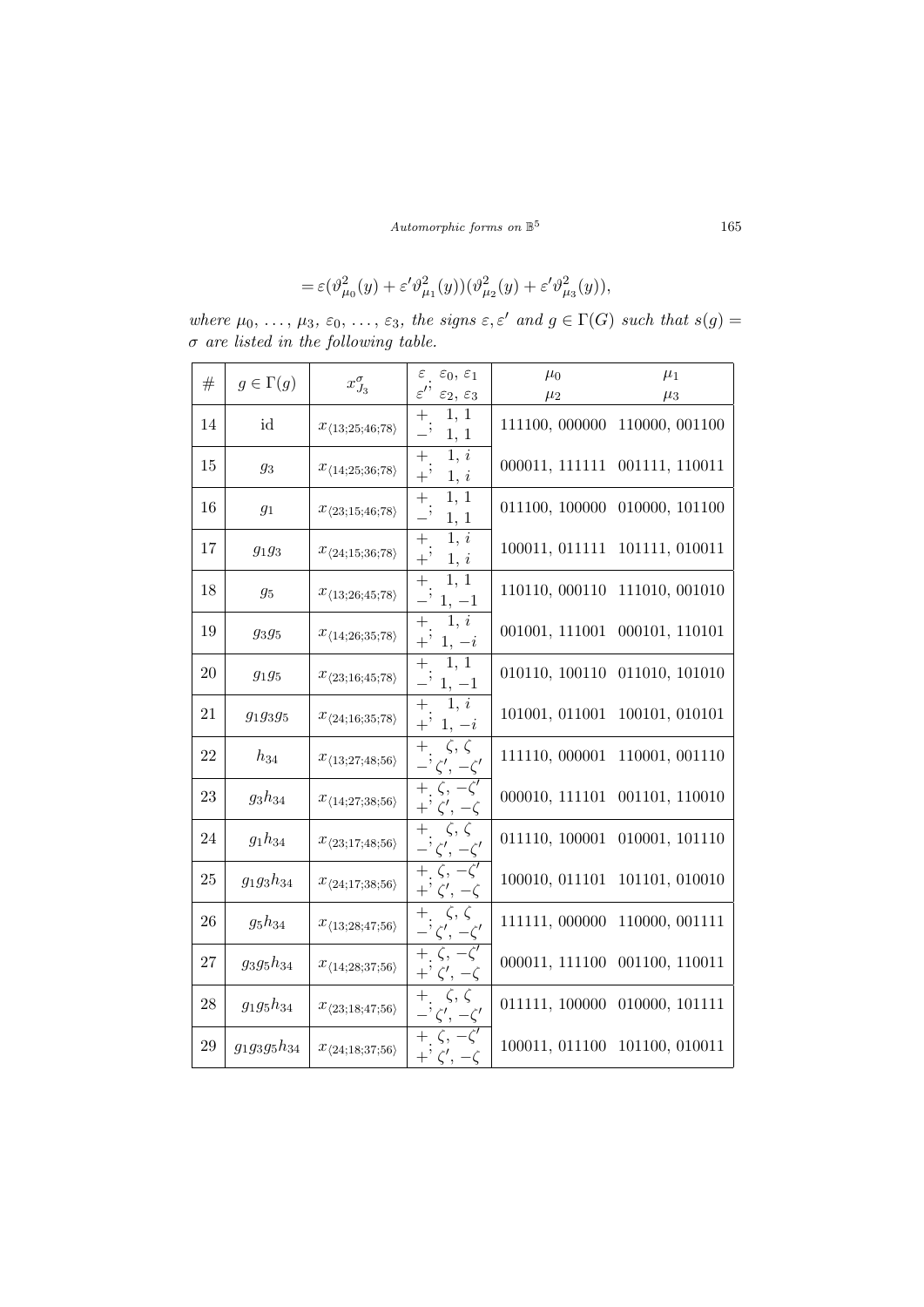$$= \varepsilon(\vartheta^2_{\mu_0}(y) + \varepsilon' \vartheta^2_{\mu_1}(y))(\vartheta^2_{\mu_2}(y) + \varepsilon' \vartheta^2_{\mu_3}(y)),$$

*where* $\mu_0, \ldots, \mu_3$, $\varepsilon_0, \ldots, \varepsilon_3$, *the signs* $\varepsilon, \varepsilon'$ *and* $g \in \Gamma(G)$ *such that* $s(g) = \sigma$ *are listed in the following table.*

| # | $g \in \Gamma(g)$ | $x^{\sigma}_{J_3}$ | $\varepsilon$; $\varepsilon_0, \varepsilon_1$ / $\varepsilon'$; $\varepsilon_2, \varepsilon_3$ | $\mu_0$ / $\mu_2$ | $\mu_1$ / $\mu_3$ |
|---|---|---|---|---|---|
| 14 | id | $x_{\langle 13;25;46;78\rangle}$ | $+$; $1, 1$ / $-$; $1, 1$ | 111100, 000000 | 110000, 001100 |
| 15 | $g_3$ | $x_{\langle 14;25;36;78\rangle}$ | $+$; $1, i$ / $+$; $1, i$ | 000011, 111111 | 001111, 110011 |
| 16 | $g_1$ | $x_{\langle 23;15;46;78\rangle}$ | $+$; $1, 1$ / $-$; $1, 1$ | 011100, 100000 | 010000, 101100 |
| 17 | $g_1g_3$ | $x_{\langle 24;15;36;78\rangle}$ | $+$; $1, i$ / $+$; $1, i$ | 100011, 011111 | 101111, 010011 |
| 18 | $g_5$ | $x_{\langle 13;26;45;78\rangle}$ | $+$; $1, 1$ / $-$; $1, -1$ | 110110, 000110 | 111010, 001010 |
| 19 | $g_3g_5$ | $x_{\langle 14;26;35;78\rangle}$ | $+$; $1, i$ / $+$; $1, -i$ | 001001, 111001 | 000101, 110101 |
| 20 | $g_1g_5$ | $x_{\langle 23;16;45;78\rangle}$ | $+$; $1, 1$ / $-$; $1, -1$ | 010110, 100110 | 011010, 101010 |
| 21 | $g_1g_3g_5$ | $x_{\langle 24;16;35;78\rangle}$ | $+$; $1, i$ / $+$; $1, -i$ | 101001, 011001 | 100101, 010101 |
| 22 | $h_{34}$ | $x_{\langle 13;27;48;56\rangle}$ | $+$; $\zeta, \zeta$ / $-$; $\zeta', -\zeta'$ | 111110, 000001 | 110001, 001110 |
| 23 | $g_3h_{34}$ | $x_{\langle 14;27;38;56\rangle}$ | $+$; $\zeta, -\zeta'$ / $+$; $\zeta', -\zeta$ | 000010, 111101 | 001101, 110010 |
| 24 | $g_1h_{34}$ | $x_{\langle 23;17;48;56\rangle}$ | $+$; $\zeta, \zeta$ / $-$; $\zeta', -\zeta'$ | 011110, 100001 | 010001, 101110 |
| 25 | $g_1g_3h_{34}$ | $x_{\langle 24;17;38;56\rangle}$ | $+$; $\zeta, -\zeta'$ / $+$; $\zeta', -\zeta$ | 100010, 011101 | 101101, 010010 |
| 26 | $g_5h_{34}$ | $x_{\langle 13;28;47;56\rangle}$ | $+$; $\zeta, \zeta$ / $-$; $\zeta', -\zeta'$ | 111111, 000000 | 110000, 001111 |
| 27 | $g_3g_5h_{34}$ | $x_{\langle 14;28;37;56\rangle}$ | $+$; $\zeta, -\zeta'$ / $+$; $\zeta', -\zeta$ | 000011, 111100 | 001100, 110011 |
| 28 | $g_1g_5h_{34}$ | $x_{\langle 23;18;47;56\rangle}$ | $+$; $\zeta, \zeta$ / $-$; $\zeta', -\zeta'$ | 011111, 100000 | 010000, 101111 |
| 29 | $g_1g_3g_5h_{34}$ | $x_{\langle 24;18;37;56\rangle}$ | $+$; $\zeta, -\zeta'$ / $+$; $\zeta', -\zeta$ | 100011, 011100 | 101100, 010011 |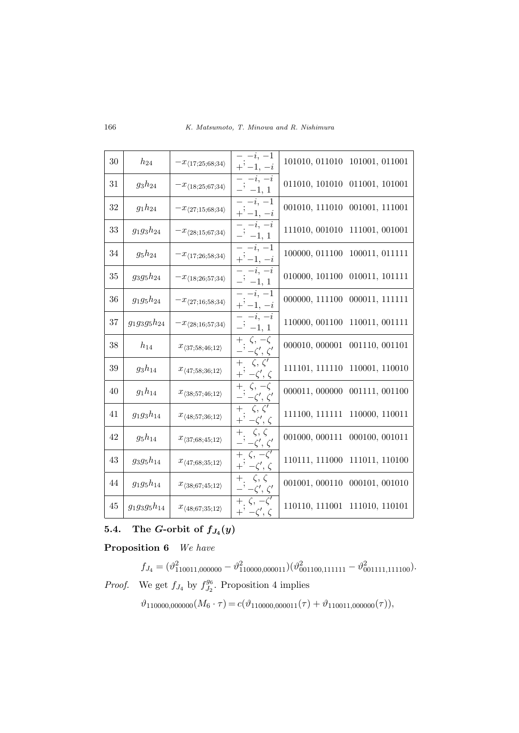| 30 | $h_{24}$ | $-x_{\langle 17;25;68;34\rangle}$ | $\begin{matrix} -; & -i, -1 \\ + & -1, -i \end{matrix}$ | 101010, 011010 | 101001, 011001 |
|---|---|---|---|---|---|
| 31 | $g_3h_{24}$ | $-x_{\langle 18;25;67;34\rangle}$ | $\begin{matrix} -; & -i, -i \\ - & -1, 1 \end{matrix}$ | 011010, 101010 | 011001, 101001 |
| 32 | $g_1h_{24}$ | $-x_{\langle 27;15;68;34\rangle}$ | $\begin{matrix} -; & -i, -1 \\ + & -1, -i \end{matrix}$ | 001010, 111010 | 001001, 111001 |
| 33 | $g_1g_3h_{24}$ | $-x_{\langle 28;15;67;34\rangle}$ | $\begin{matrix} -; & -i, -i \\ - & -1, 1 \end{matrix}$ | 111010, 001010 | 111001, 001001 |
| 34 | $g_5h_{24}$ | $-x_{\langle 17;26;58;34\rangle}$ | $\begin{matrix} -; & -i, -1 \\ + & -1, -i \end{matrix}$ | 100000, 011100 | 100011, 011111 |
| 35 | $g_3g_5h_{24}$ | $-x_{\langle 18;26;57;34\rangle}$ | $\begin{matrix} -; & -i, -i \\ - & -1, 1 \end{matrix}$ | 010000, 101100 | 010011, 101111 |
| 36 | $g_1g_5h_{24}$ | $-x_{\langle 27;16;58;34\rangle}$ | $\begin{matrix} -; & -i, -1 \\ + & -1, -i \end{matrix}$ | 000000, 111100 | 000011, 111111 |
| 37 | $g_1g_3g_5h_{24}$ | $-x_{\langle 28;16;57;34\rangle}$ | $\begin{matrix} -; & -i, -i \\ - & -1, 1 \end{matrix}$ | 110000, 001100 | 110011, 001111 |
| 38 | $h_{14}$ | $x_{\langle 37;58;46;12\rangle}$ | $\begin{matrix} +; & \zeta, -\zeta \\ - & -\zeta', \zeta' \end{matrix}$ | 000010, 000001 | 001110, 001101 |
| 39 | $g_3h_{14}$ | $x_{\langle 47;58;36;12\rangle}$ | $\begin{matrix} +; & \zeta, \zeta' \\ + & -\zeta', \zeta \end{matrix}$ | 111101, 111110 | 110001, 110010 |
| 40 | $g_1h_{14}$ | $x_{\langle 38;57;46;12\rangle}$ | $\begin{matrix} +; & \zeta, -\zeta \\ - & -\zeta', \zeta' \end{matrix}$ | 000011, 000000 | 001111, 001100 |
| 41 | $g_1g_3h_{14}$ | $x_{\langle 48;57;36;12\rangle}$ | $\begin{matrix} +; & \zeta, \zeta' \\ + & -\zeta', \zeta \end{matrix}$ | 111100, 111111 | 110000, 110011 |
| 42 | $g_5h_{14}$ | $x_{\langle 37;68;45;12\rangle}$ | $\begin{matrix} +; & \zeta, \zeta \\ - & -\zeta', \zeta' \end{matrix}$ | 001000, 000111 | 000100, 001011 |
| 43 | $g_3g_5h_{14}$ | $x_{\langle 47;68;35;12\rangle}$ | $\begin{matrix} +; & \zeta, -\zeta' \\ + & -\zeta', \zeta \end{matrix}$ | 110111, 111000 | 111011, 110100 |
| 44 | $g_1g_5h_{14}$ | $x_{\langle 38;67;45;12\rangle}$ | $\begin{matrix} +; & \zeta, \zeta \\ - & -\zeta', \zeta' \end{matrix}$ | 001001, 000110 | 000101, 001010 |
| 45 | $g_1g_3g_5h_{14}$ | $x_{\langle 48;67;35;12\rangle}$ | $\begin{matrix} +; & \zeta, -\zeta' \\ + & -\zeta', \zeta \end{matrix}$ | 110110, 111001 | 111010, 110101 |

### 5.4. The $G$-orbit of $f_{J_4}(y)$

**Proposition 6** *We have*

$$f_{J_4} = (\vartheta^2_{110011,000000} - \vartheta^2_{110000,000011})(\vartheta^2_{001100,111111} - \vartheta^2_{001111,111100}).$$

*Proof.* We get $f_{J_4}$ by $f_{J_2}^{g_6}$. Proposition 4 implies

$$\vartheta_{110000,000000}(M_6 \cdot \tau) = c(\vartheta_{110000,000011}(\tau) + \vartheta_{110011,000000}(\tau)),$$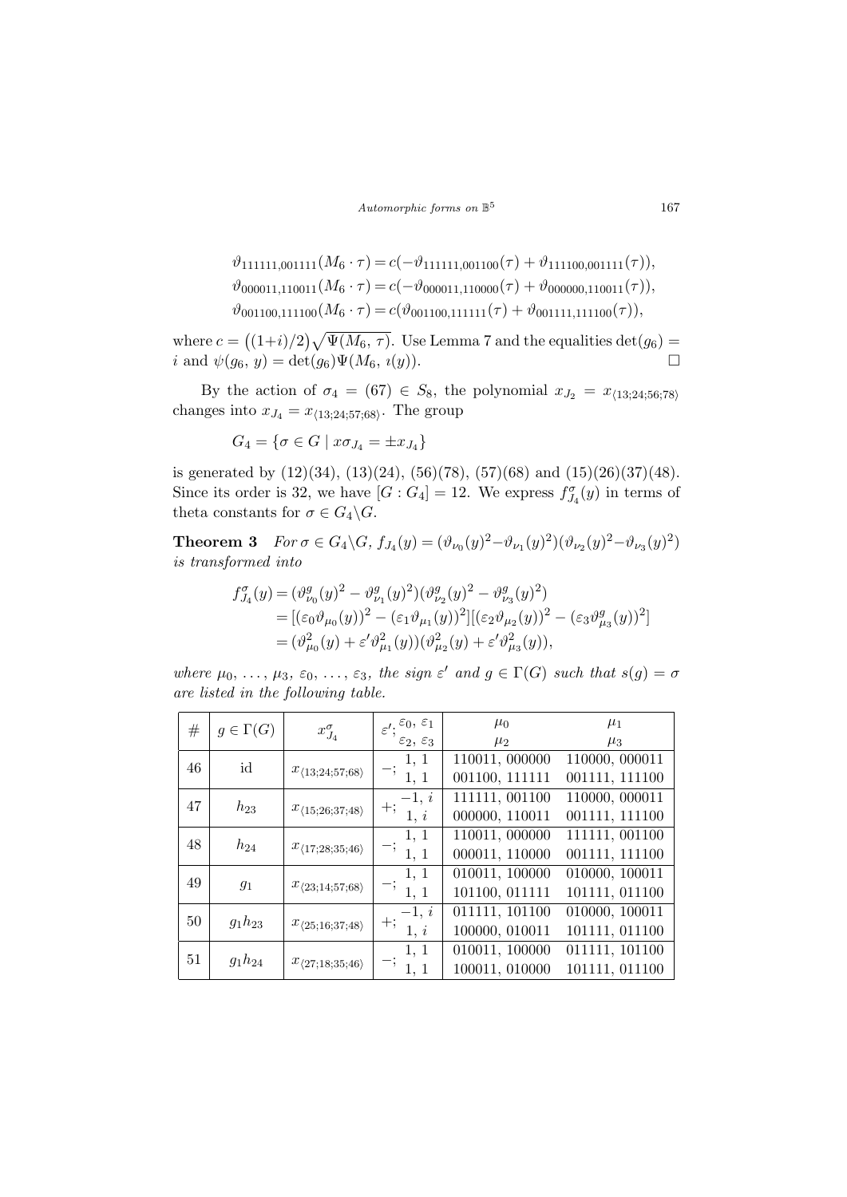$$\vartheta_{111111,001111}(M_6 \cdot \tau) = c(-\vartheta_{111111,001100}(\tau) + \vartheta_{111100,001111}(\tau)),$$
$$\vartheta_{000011,110011}(M_6 \cdot \tau) = c(-\vartheta_{000011,110000}(\tau) + \vartheta_{000000,110011}(\tau)),$$
$$\vartheta_{001100,111100}(M_6 \cdot \tau) = c(\vartheta_{001100,111111}(\tau) + \vartheta_{001111,111100}(\tau)),$$

where $c = \big((1+i)/2\big)\sqrt{\Psi(M_6,\, \tau)}$. Use Lemma 7 and the equalities $\det(g_6) = i$ and $\psi(g_6,\, y) = \det(g_6)\Psi(M_6,\, \imath(y))$. $\square$

By the action of $\sigma_4 = (67) \in S_8$, the polynomial $x_{J_2} = x_{\langle 13;24;56;78\rangle}$ changes into $x_{J_4} = x_{\langle 13;24;57;68\rangle}$. The group

$$G_4 = \{\sigma \in G \mid x\sigma_{J_4} = \pm x_{J_4}\}$$

is generated by (12)(34), (13)(24), (56)(78), (57)(68) and (15)(26)(37)(48). Since its order is 32, we have $[G : G_4] = 12$. We express $f^{\sigma}_{J_4}(y)$ in terms of theta constants for $\sigma \in G_4\backslash G$.

**Theorem 3** *For $\sigma \in G_4\backslash G$, $f_{J_4}(y) = (\vartheta_{\nu_0}(y)^2 - \vartheta_{\nu_1}(y)^2)(\vartheta_{\nu_2}(y)^2 - \vartheta_{\nu_3}(y)^2)$ is transformed into*

$$\begin{aligned}
f^{\sigma}_{J_4}(y) &= (\vartheta^g_{\nu_0}(y)^2 - \vartheta^g_{\nu_1}(y)^2)(\vartheta^g_{\nu_2}(y)^2 - \vartheta^g_{\nu_3}(y)^2) \\
&= [(\varepsilon_0\vartheta_{\mu_0}(y))^2 - (\varepsilon_1\vartheta_{\mu_1}(y))^2][(\varepsilon_2\vartheta_{\mu_2}(y))^2 - (\varepsilon_3\vartheta^g_{\mu_3}(y))^2] \\
&= (\vartheta^2_{\mu_0}(y) + \varepsilon'\vartheta^2_{\mu_1}(y))(\vartheta^2_{\mu_2}(y) + \varepsilon'\vartheta^2_{\mu_3}(y)),
\end{aligned}$$

*where $\mu_0, \ldots, \mu_3$, $\varepsilon_0, \ldots, \varepsilon_3$, the sign $\varepsilon'$ and $g \in \Gamma(G)$ such that $s(g) = \sigma$ are listed in the following table.*

| # | $g \in \Gamma(G)$ | $x^{\sigma}_{J_4}$ | $\varepsilon'$; $\varepsilon_0$, $\varepsilon_1$ / $\varepsilon_2$, $\varepsilon_3$ | $\mu_0$ / $\mu_2$ | $\mu_1$ / $\mu_3$ |
|---|---|---|---|---|---|
| 46 | id | $x_{\langle 13;24;57;68\rangle}$ | $-$; 1, 1 | 110011, 000000 | 110000, 000011 |
| | | | 1, 1 | 001100, 111111 | 001111, 111100 |
| 47 | $h_{23}$ | $x_{\langle 15;26;37;48\rangle}$ | $+$; $-1$, $i$ | 111111, 001100 | 110000, 000011 |
| | | | 1, $i$ | 000000, 110011 | 001111, 111100 |
| 48 | $h_{24}$ | $x_{\langle 17;28;35;46\rangle}$ | $-$; 1, 1 | 110011, 000000 | 111111, 001100 |
| | | | 1, 1 | 000011, 110000 | 001111, 111100 |
| 49 | $g_1$ | $x_{\langle 23;14;57;68\rangle}$ | $-$; 1, 1 | 010011, 100000 | 010000, 100011 |
| | | | 1, 1 | 101100, 011111 | 101111, 011100 |
| 50 | $g_1h_{23}$ | $x_{\langle 25;16;37;48\rangle}$ | $+$; $-1$, $i$ | 011111, 101100 | 010000, 100011 |
| | | | 1, $i$ | 100000, 010011 | 101111, 011100 |
| 51 | $g_1h_{24}$ | $x_{\langle 27;18;35;46\rangle}$ | $-$; 1, 1 | 010011, 100000 | 011111, 101100 |
| | | | 1, 1 | 100011, 010000 | 101111, 011100 |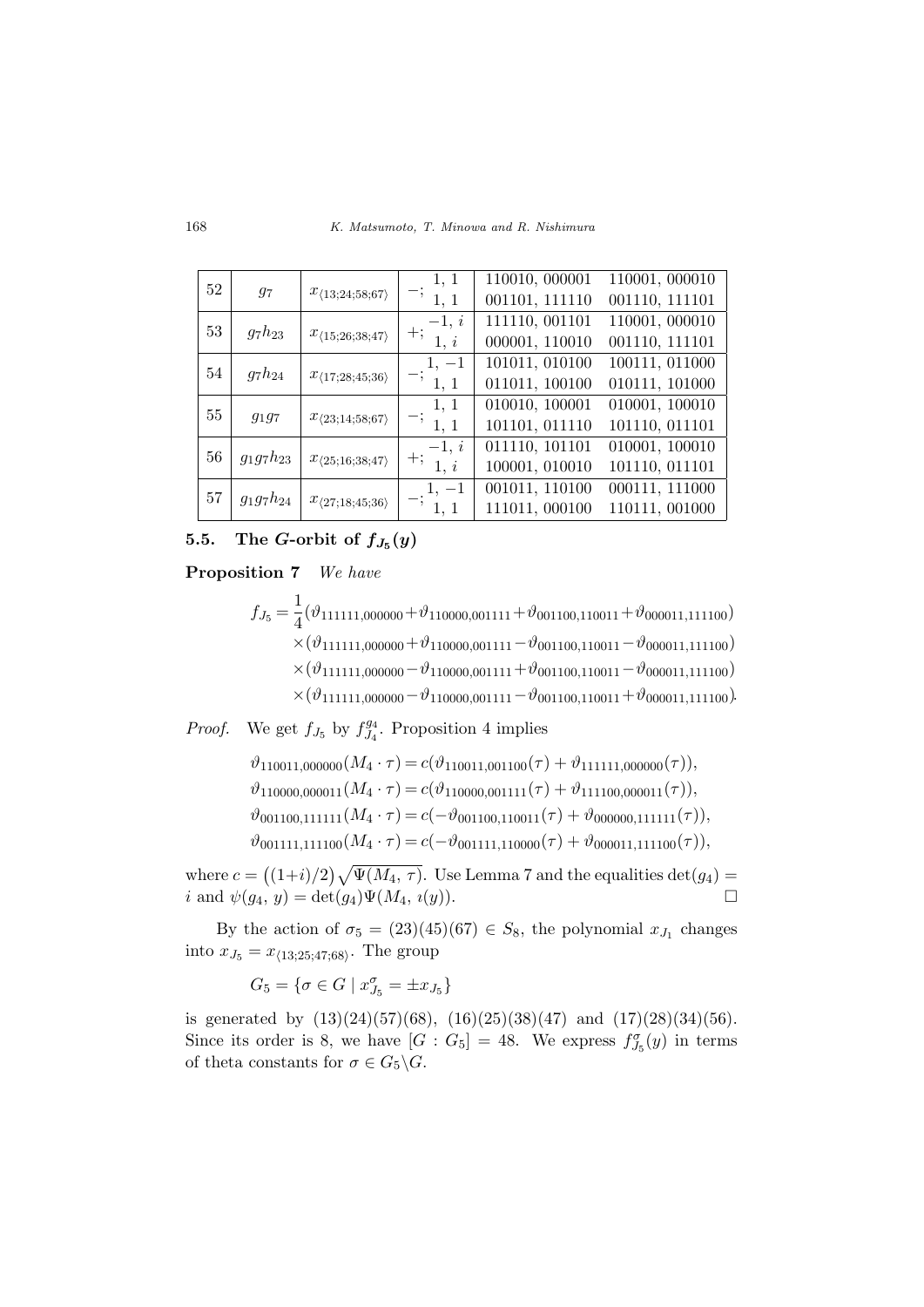| 52 | $g_7$ | $x_{\langle 13;24;58;67\rangle}$ | $-;\begin{matrix}1,\ 1\\ 1,\ 1\end{matrix}$ | 110010, 000001<br>001101, 111110 | 110001, 000010<br>001110, 111101 |
|---|---|---|---|---|---|
| 53 | $g_7h_{23}$ | $x_{\langle 15;26;38;47\rangle}$ | $+;\begin{matrix}-1,\ i\\ 1,\ i\end{matrix}$ | 111110, 001101<br>000001, 110010 | 110001, 000010<br>001110, 111101 |
| 54 | $g_7h_{24}$ | $x_{\langle 17;28;45;36\rangle}$ | $-;\begin{matrix}1,\ -1\\ 1,\ 1\end{matrix}$ | 101011, 010100<br>011011, 100100 | 100111, 011000<br>010111, 101000 |
| 55 | $g_1g_7$ | $x_{\langle 23;14;58;67\rangle}$ | $-;\begin{matrix}1,\ 1\\ 1,\ 1\end{matrix}$ | 010010, 100001<br>101101, 011110 | 010001, 100010<br>101110, 011101 |
| 56 | $g_1g_7h_{23}$ | $x_{\langle 25;16;38;47\rangle}$ | $+;\begin{matrix}-1,\ i\\ 1,\ i\end{matrix}$ | 011110, 101101<br>100001, 010010 | 010001, 100010<br>101110, 011101 |
| 57 | $g_1g_7h_{24}$ | $x_{\langle 27;18;45;36\rangle}$ | $-;\begin{matrix}1,\ -1\\ 1,\ 1\end{matrix}$ | 001011, 110100<br>111011, 000100 | 000111, 111000<br>110111, 001000 |

### 5.5. The $G$-orbit of $f_{J_5}(y)$

**Proposition 7** *We have*

$$\begin{aligned}
f_{J_5} = \frac{1}{4}&(\vartheta_{111111,000000}+\vartheta_{110000,001111}+\vartheta_{001100,110011}+\vartheta_{000011,111100})\\
&\times(\vartheta_{111111,000000}+\vartheta_{110000,001111}-\vartheta_{001100,110011}-\vartheta_{000011,111100})\\
&\times(\vartheta_{111111,000000}-\vartheta_{110000,001111}+\vartheta_{001100,110011}-\vartheta_{000011,111100})\\
&\times(\vartheta_{111111,000000}-\vartheta_{110000,001111}-\vartheta_{001100,110011}+\vartheta_{000011,111100}).
\end{aligned}$$

*Proof.* We get $f_{J_5}$ by $f_{J_4}^{g_4}$. Proposition 4 implies

$$\begin{aligned}
\vartheta_{110011,000000}(M_4\cdot\tau) &= c(\vartheta_{110011,001100}(\tau)+\vartheta_{111111,000000}(\tau)),\\
\vartheta_{110000,000011}(M_4\cdot\tau) &= c(\vartheta_{110000,001111}(\tau)+\vartheta_{111100,000011}(\tau)),\\
\vartheta_{001100,111111}(M_4\cdot\tau) &= c(-\vartheta_{001100,110011}(\tau)+\vartheta_{000000,111111}(\tau)),\\
\vartheta_{001111,111100}(M_4\cdot\tau) &= c(-\vartheta_{001111,110000}(\tau)+\vartheta_{000011,111100}(\tau)),
\end{aligned}$$

where $c=\big((1+i)/2\big)\sqrt{\Psi(M_4,\tau)}$. Use Lemma 7 and the equalities $\det(g_4)=i$ and $\psi(g_4,y)=\det(g_4)\Psi(M_4,\imath(y))$. □

By the action of $\sigma_5=(23)(45)(67)\in S_8$, the polynomial $x_{J_1}$ changes into $x_{J_5}=x_{\langle 13;25;47;68\rangle}$. The group

$$G_5=\{\sigma\in G \mid x_{J_5}^{\sigma}=\pm x_{J_5}\}$$

is generated by $(13)(24)(57)(68)$, $(16)(25)(38)(47)$ and $(17)(28)(34)(56)$. Since its order is 8, we have $[G:G_5]=48$. We express $f_{J_5}^{\sigma}(y)$ in terms of theta constants for $\sigma\in G_5\backslash G$.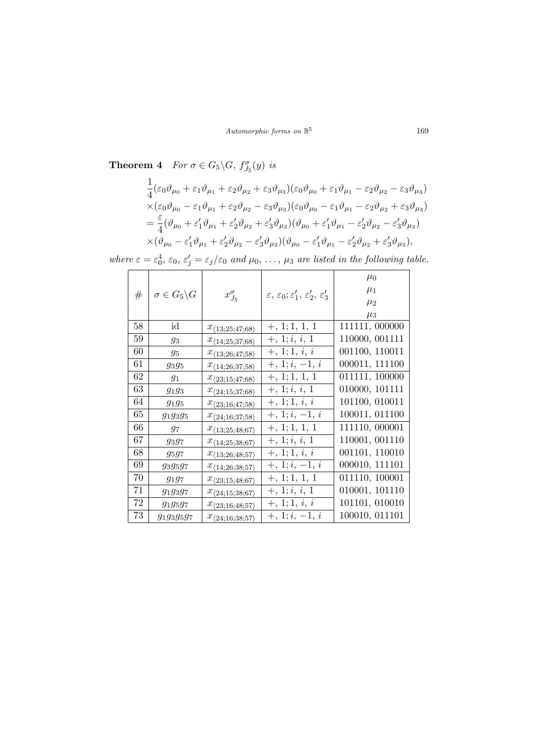**Theorem 4** *For $\sigma \in G_5\backslash G$, $f^\sigma_{J_5}(y)$ is*

$$
\begin{aligned}
&\frac{1}{4}(\varepsilon_0\vartheta_{\mu_0}+\varepsilon_1\vartheta_{\mu_1}+\varepsilon_2\vartheta_{\mu_2}+\varepsilon_3\vartheta_{\mu_3})(\varepsilon_0\vartheta_{\mu_0}+\varepsilon_1\vartheta_{\mu_1}-\varepsilon_2\vartheta_{\mu_2}-\varepsilon_3\vartheta_{\mu_3})\\
&\times(\varepsilon_0\vartheta_{\mu_0}-\varepsilon_1\vartheta_{\mu_1}+\varepsilon_2\vartheta_{\mu_2}-\varepsilon_3\vartheta_{\mu_3})(\varepsilon_0\vartheta_{\mu_0}-\varepsilon_1\vartheta_{\mu_1}-\varepsilon_2\vartheta_{\mu_2}+\varepsilon_3\vartheta_{\mu_3})\\
&=\frac{\varepsilon}{4}(\vartheta_{\mu_0}+\varepsilon'_1\vartheta_{\mu_1}+\varepsilon'_2\vartheta_{\mu_2}+\varepsilon'_3\vartheta_{\mu_3})(\vartheta_{\mu_0}+\varepsilon'_1\vartheta_{\mu_1}-\varepsilon'_2\vartheta_{\mu_2}-\varepsilon'_3\vartheta_{\mu_3})\\
&\times(\vartheta_{\mu_0}-\varepsilon'_1\vartheta_{\mu_1}+\varepsilon'_2\vartheta_{\mu_2}-\varepsilon'_3\vartheta_{\mu_3})(\vartheta_{\mu_0}-\varepsilon'_1\vartheta_{\mu_1}-\varepsilon'_2\vartheta_{\mu_2}+\varepsilon'_3\vartheta_{\mu_3}),
\end{aligned}
$$

*where $\varepsilon = \varepsilon_0^4$, $\varepsilon_0$, $\varepsilon'_j = \varepsilon_j/\varepsilon_0$ and $\mu_0, \ldots, \mu_3$ are listed in the following table.*

| # | $\sigma \in G_5\backslash G$ | $x^\sigma_{J_5}$ | $\varepsilon,\ \varepsilon_0; \varepsilon'_1,\ \varepsilon'_2,\ \varepsilon'_3$ | $\mu_0$ $\mu_1$ $\mu_2$ $\mu_3$ |
|---|---|---|---|---|
| 58 | id | $x_{\langle 13;25;47;68\rangle}$ | $+,\ 1; 1,\ 1,\ 1$ | 111111, 000000 |
| 59 | $g_3$ | $x_{\langle 14;25;37;68\rangle}$ | $+,\ 1; i,\ i,\ 1$ | 110000, 001111 |
| 60 | $g_5$ | $x_{\langle 13;26;47;58\rangle}$ | $+,\ 1; 1,\ i,\ i$ | 001100, 110011 |
| 61 | $g_3g_5$ | $x_{\langle 14;26;37;58\rangle}$ | $+,\ 1; i,\ -1,\ i$ | 000011, 111100 |
| 62 | $g_1$ | $x_{\langle 23;15;47;68\rangle}$ | $+,\ 1; 1,\ 1,\ 1$ | 011111, 100000 |
| 63 | $g_1g_3$ | $x_{\langle 24;15;37;68\rangle}$ | $+,\ 1; i,\ i,\ 1$ | 010000, 101111 |
| 64 | $g_1g_5$ | $x_{\langle 23;16;47;58\rangle}$ | $+,\ 1; 1,\ i,\ i$ | 101100, 010011 |
| 65 | $g_1g_3g_5$ | $x_{\langle 24;16;37;58\rangle}$ | $+,\ 1; i,\ -1,\ i$ | 100011, 011100 |
| 66 | $g_7$ | $x_{\langle 13;25;48;67\rangle}$ | $+,\ 1; 1,\ 1,\ 1$ | 111110, 000001 |
| 67 | $g_3g_7$ | $x_{\langle 14;25;38;67\rangle}$ | $+,\ 1; i,\ i,\ 1$ | 110001, 001110 |
| 68 | $g_5g_7$ | $x_{\langle 13;26;48;57\rangle}$ | $+,\ 1; 1,\ i,\ i$ | 001101, 110010 |
| 69 | $g_3g_5g_7$ | $x_{\langle 14;26;38;57\rangle}$ | $+,\ 1; i,\ -1,\ i$ | 000010, 111101 |
| 70 | $g_1g_7$ | $x_{\langle 23;15;48;67\rangle}$ | $+,\ 1; 1,\ 1,\ 1$ | 011110, 100001 |
| 71 | $g_1g_3g_7$ | $x_{\langle 24;15;38;67\rangle}$ | $+,\ 1; i,\ i,\ 1$ | 010001, 101110 |
| 72 | $g_1g_5g_7$ | $x_{\langle 23;16;48;57\rangle}$ | $+,\ 1; 1,\ i,\ i$ | 101101, 010010 |
| 73 | $g_1g_3g_5g_7$ | $x_{\langle 24;16;38;57\rangle}$ | $+,\ 1; i,\ -1,\ i$ | 100010, 011101 |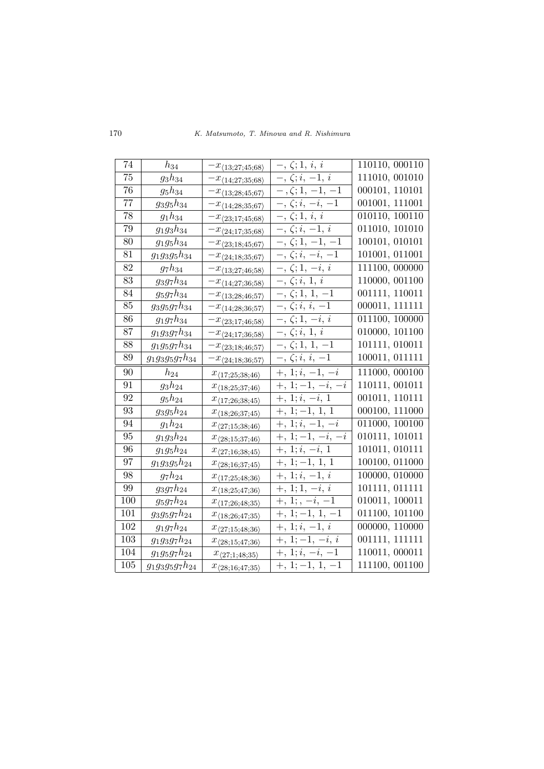| 74 | $h_{34}$ | $-x_{\langle 13;27;45;68\rangle}$ | $-,\,\zeta;1,\,i,\,i$ | 110110, 000110 |
|---|---|---|---|---|
| 75 | $g_3h_{34}$ | $-x_{\langle 14;27;35;68\rangle}$ | $-,\,\zeta;i,\,-1,\,i$ | 111010, 001010 |
| 76 | $g_5h_{34}$ | $-x_{\langle 13;28;45;67\rangle}$ | $-,\zeta;1,\,-1,\,-1$ | 000101, 110101 |
| 77 | $g_3g_5h_{34}$ | $-x_{\langle 14;28;35;67\rangle}$ | $-,\,\zeta;i,\,-i,\,-1$ | 001001, 111001 |
| 78 | $g_1h_{34}$ | $-x_{\langle 23;17;45;68\rangle}$ | $-,\,\zeta;1,\,i,\,i$ | 010110, 100110 |
| 79 | $g_1g_3h_{34}$ | $-x_{\langle 24;17;35;68\rangle}$ | $-,\,\zeta;i,\,-1,\,i$ | 011010, 101010 |
| 80 | $g_1g_5h_{34}$ | $-x_{\langle 23;18;45;67\rangle}$ | $-,\,\zeta;1,\,-1,\,-1$ | 100101, 010101 |
| 81 | $g_1g_3g_5h_{34}$ | $-x_{\langle 24;18;35;67\rangle}$ | $-,\,\zeta;i,\,-i,\,-1$ | 101001, 011001 |
| 82 | $g_7h_{34}$ | $-x_{\langle 13;27;46;58\rangle}$ | $-,\,\zeta;1,\,-i,\,i$ | 111100, 000000 |
| 83 | $g_3g_7h_{34}$ | $-x_{\langle 14;27;36;58\rangle}$ | $-,\,\zeta;i,\,1,\,i$ | 110000, 001100 |
| 84 | $g_5g_7h_{34}$ | $-x_{\langle 13;28;46;57\rangle}$ | $-,\,\zeta;1,\,1,\,-1$ | 001111, 110011 |
| 85 | $g_3g_5g_7h_{34}$ | $-x_{\langle 14;28;36;57\rangle}$ | $-,\,\zeta;i,\,i,\,-1$ | 000011, 111111 |
| 86 | $g_1g_7h_{34}$ | $-x_{\langle 23;17;46;58\rangle}$ | $-,\,\zeta;1,\,-i,\,i$ | 011100, 100000 |
| 87 | $g_1g_3g_7h_{34}$ | $-x_{\langle 24;17;36;58\rangle}$ | $-,\,\zeta;i,\,1,\,i$ | 010000, 101100 |
| 88 | $g_1g_5g_7h_{34}$ | $-x_{\langle 23;18;46;57\rangle}$ | $-,\,\zeta;1,\,1,\,-1$ | 101111, 010011 |
| 89 | $g_1g_3g_5g_7h_{34}$ | $-x_{\langle 24;18;36;57\rangle}$ | $-,\,\zeta;i,\,i,\,-1$ | 100011, 011111 |
| 90 | $h_{24}$ | $x_{\langle 17;25;38;46\rangle}$ | $+,\,1;i,\,-1,\,-i$ | 111000, 000100 |
| 91 | $g_3h_{24}$ | $x_{\langle 18;25;37;46\rangle}$ | $+,\,1;-1,\,-i,\,-i$ | 110111, 001011 |
| 92 | $g_5h_{24}$ | $x_{\langle 17;26;38;45\rangle}$ | $+,\,1;i,\,-i,\,1$ | 001011, 110111 |
| 93 | $g_3g_5h_{24}$ | $x_{\langle 18;26;37;45\rangle}$ | $+,\,1;-1,\,1,\,1$ | 000100, 111000 |
| 94 | $g_1h_{24}$ | $x_{\langle 27;15;38;46\rangle}$ | $+,\,1;i,\,-1,\,-i$ | 011000, 100100 |
| 95 | $g_1g_3h_{24}$ | $x_{\langle 28;15;37;46\rangle}$ | $+,\,1;-1,\,-i,\,-i$ | 010111, 101011 |
| 96 | $g_1g_5h_{24}$ | $x_{\langle 27;16;38;45\rangle}$ | $+,\,1;i,\,-i,\,1$ | 101011, 010111 |
| 97 | $g_1g_3g_5h_{24}$ | $x_{\langle 28;16;37;45\rangle}$ | $+,\,1;-1,\,1,\,1$ | 100100, 011000 |
| 98 | $g_7h_{24}$ | $x_{\langle 17;25;48;36\rangle}$ | $+,\,1;i,\,-1,\,i$ | 100000, 010000 |
| 99 | $g_3g_7h_{24}$ | $x_{\langle 18;25;47;36\rangle}$ | $+,\,1;1,\,-i,\,i$ | 101111, 011111 |
| 100 | $g_5g_7h_{24}$ | $x_{\langle 17;26;48;35\rangle}$ | $+,\,1;,\,-i,\,-1$ | 010011, 100011 |
| 101 | $g_3g_5g_7h_{24}$ | $x_{\langle 18;26;47;35\rangle}$ | $+,\,1;-1,\,1,\,-1$ | 011100, 101100 |
| 102 | $g_1g_7h_{24}$ | $x_{\langle 27;15;48;36\rangle}$ | $+,\,1;i,\,-1,\,i$ | 000000, 110000 |
| 103 | $g_1g_3g_7h_{24}$ | $x_{\langle 28;15;47;36\rangle}$ | $+,\,1;-1,\,-i,\,i$ | 001111, 111111 |
| 104 | $g_1g_5g_7h_{24}$ | $x_{\langle 27;1;48;35\rangle}$ | $+,\,1;i,\,-i,\,-1$ | 110011, 000011 |
| 105 | $g_1g_3g_5g_7h_{24}$ | $x_{\langle 28;16;47;35\rangle}$ | $+,\,1;-1,\,1,\,-1$ | 111100, 001100 |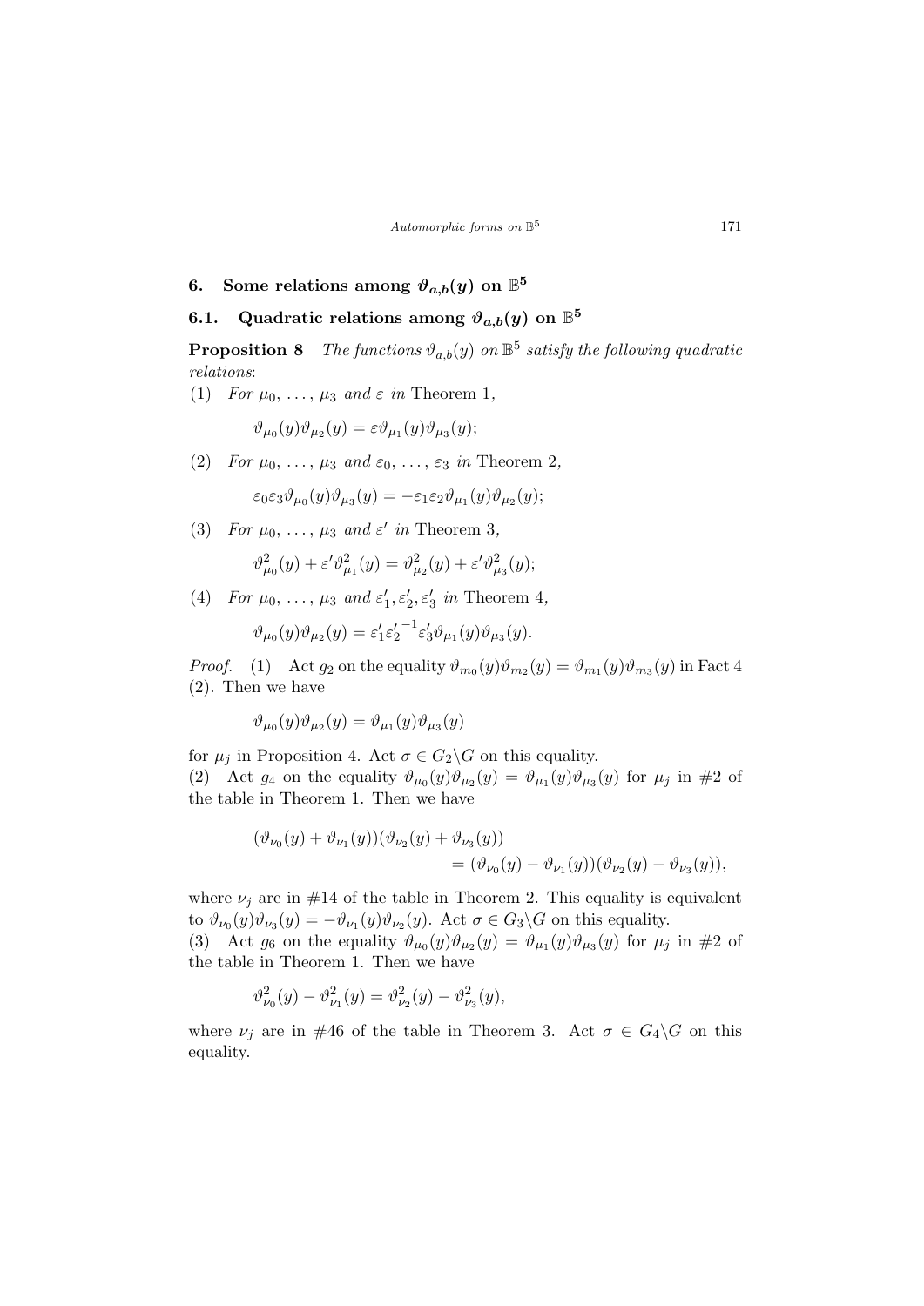## 6. Some relations among $\vartheta_{a,b}(y)$ on $\mathbb{B}^5$

### 6.1. Quadratic relations among $\vartheta_{a,b}(y)$ on $\mathbb{B}^5$

**Proposition 8** *The functions $\vartheta_{a,b}(y)$ on $\mathbb{B}^5$ satisfy the following quadratic relations*:

(1) *For $\mu_0, \ldots, \mu_3$ and $\varepsilon$ in* Theorem 1,

$$\vartheta_{\mu_0}(y)\vartheta_{\mu_2}(y) = \varepsilon\vartheta_{\mu_1}(y)\vartheta_{\mu_3}(y);$$

(2) *For $\mu_0, \ldots, \mu_3$ and $\varepsilon_0, \ldots, \varepsilon_3$ in* Theorem 2,

$$\varepsilon_0\varepsilon_3\vartheta_{\mu_0}(y)\vartheta_{\mu_3}(y) = -\varepsilon_1\varepsilon_2\vartheta_{\mu_1}(y)\vartheta_{\mu_2}(y);$$

(3) *For $\mu_0, \ldots, \mu_3$ and $\varepsilon'$ in* Theorem 3,

$$\vartheta^2_{\mu_0}(y) + \varepsilon'\vartheta^2_{\mu_1}(y) = \vartheta^2_{\mu_2}(y) + \varepsilon'\vartheta^2_{\mu_3}(y);$$

(4) *For $\mu_0, \ldots, \mu_3$ and $\varepsilon'_1, \varepsilon'_2, \varepsilon'_3$ in* Theorem 4,

$$\vartheta_{\mu_0}(y)\vartheta_{\mu_2}(y) = \varepsilon'_1{\varepsilon'_2}^{-1}\varepsilon'_3\vartheta_{\mu_1}(y)\vartheta_{\mu_3}(y).$$

*Proof.* (1) Act $g_2$ on the equality $\vartheta_{m_0}(y)\vartheta_{m_2}(y) = \vartheta_{m_1}(y)\vartheta_{m_3}(y)$ in Fact 4 (2). Then we have

$$\vartheta_{\mu_0}(y)\vartheta_{\mu_2}(y) = \vartheta_{\mu_1}(y)\vartheta_{\mu_3}(y)$$

for $\mu_j$ in Proposition 4. Act $\sigma \in G_2\backslash G$ on this equality.
(2) Act $g_4$ on the equality $\vartheta_{\mu_0}(y)\vartheta_{\mu_2}(y) = \vartheta_{\mu_1}(y)\vartheta_{\mu_3}(y)$ for $\mu_j$ in #2 of the table in Theorem 1. Then we have

$$\begin{aligned}(\vartheta_{\nu_0}(y) + \vartheta_{\nu_1}(y))(\vartheta_{\nu_2}(y) + \vartheta_{\nu_3}(y)) \\ = (\vartheta_{\nu_0}(y) - \vartheta_{\nu_1}(y))(\vartheta_{\nu_2}(y) - \vartheta_{\nu_3}(y)),\end{aligned}$$

where $\nu_j$ are in #14 of the table in Theorem 2. This equality is equivalent to $\vartheta_{\nu_0}(y)\vartheta_{\nu_3}(y) = -\vartheta_{\nu_1}(y)\vartheta_{\nu_2}(y)$. Act $\sigma \in G_3\backslash G$ on this equality.
(3) Act $g_6$ on the equality $\vartheta_{\mu_0}(y)\vartheta_{\mu_2}(y) = \vartheta_{\mu_1}(y)\vartheta_{\mu_3}(y)$ for $\mu_j$ in #2 of the table in Theorem 1. Then we have

$$\vartheta^2_{\nu_0}(y) - \vartheta^2_{\nu_1}(y) = \vartheta^2_{\nu_2}(y) - \vartheta^2_{\nu_3}(y),$$

where $\nu_j$ are in #46 of the table in Theorem 3. Act $\sigma \in G_4\backslash G$ on this equality.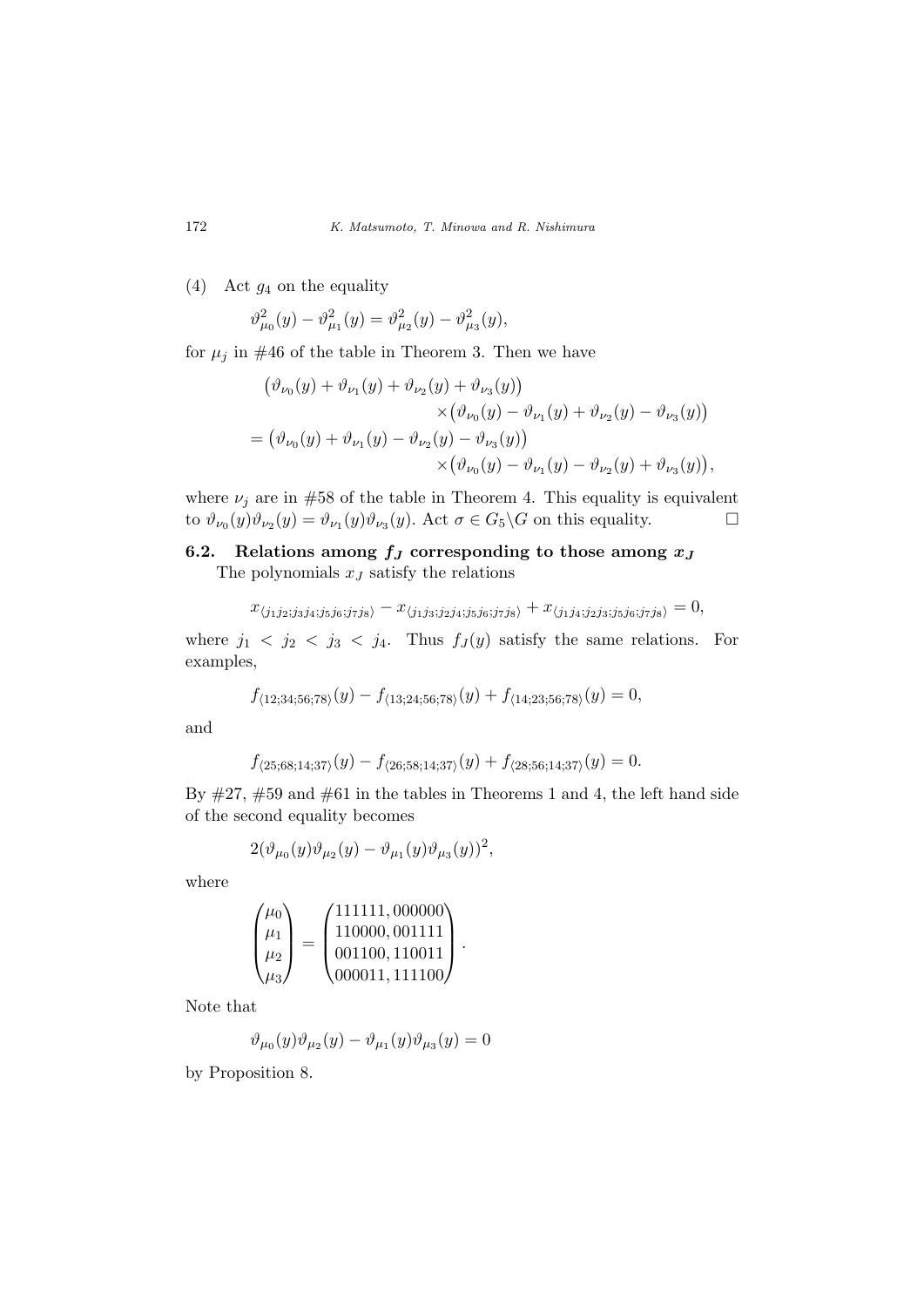(4) Act $g_4$ on the equality

$$\vartheta^2_{\mu_0}(y) - \vartheta^2_{\mu_1}(y) = \vartheta^2_{\mu_2}(y) - \vartheta^2_{\mu_3}(y),$$

for $\mu_j$ in #46 of the table in Theorem 3. Then we have

$$\begin{aligned}
&\big(\vartheta_{\nu_0}(y) + \vartheta_{\nu_1}(y) + \vartheta_{\nu_2}(y) + \vartheta_{\nu_3}(y)\big) \\
&\qquad\qquad \times\big(\vartheta_{\nu_0}(y) - \vartheta_{\nu_1}(y) + \vartheta_{\nu_2}(y) - \vartheta_{\nu_3}(y)\big) \\
&= \big(\vartheta_{\nu_0}(y) + \vartheta_{\nu_1}(y) - \vartheta_{\nu_2}(y) - \vartheta_{\nu_3}(y)\big) \\
&\qquad\qquad \times\big(\vartheta_{\nu_0}(y) - \vartheta_{\nu_1}(y) - \vartheta_{\nu_2}(y) + \vartheta_{\nu_3}(y)\big),
\end{aligned}$$

where $\nu_j$ are in #58 of the table in Theorem 4. This equality is equivalent to $\vartheta_{\nu_0}(y)\vartheta_{\nu_2}(y) = \vartheta_{\nu_1}(y)\vartheta_{\nu_3}(y)$. Act $\sigma \in G_5\backslash G$ on this equality. □

### 6.2. Relations among $f_J$ corresponding to those among $x_J$

The polynomials $x_J$ satisfy the relations

$$x_{\langle j_1j_2;j_3j_4;j_5j_6;j_7j_8\rangle} - x_{\langle j_1j_3;j_2j_4;j_5j_6;j_7j_8\rangle} + x_{\langle j_1j_4;j_2j_3;j_5j_6;j_7j_8\rangle} = 0,$$

where $j_1 < j_2 < j_3 < j_4$. Thus $f_J(y)$ satisfy the same relations. For examples,

$$f_{\langle 12;34;56;78\rangle}(y) - f_{\langle 13;24;56;78\rangle}(y) + f_{\langle 14;23;56;78\rangle}(y) = 0,$$

and

$$f_{\langle 25;68;14;37\rangle}(y) - f_{\langle 26;58;14;37\rangle}(y) + f_{\langle 28;56;14;37\rangle}(y) = 0.$$

By #27, #59 and #61 in the tables in Theorems 1 and 4, the left hand side of the second equality becomes

$$2(\vartheta_{\mu_0}(y)\vartheta_{\mu_2}(y) - \vartheta_{\mu_1}(y)\vartheta_{\mu_3}(y))^2,$$

where

$$\begin{pmatrix}\mu_0\\ \mu_1\\ \mu_2\\ \mu_3\end{pmatrix} = \begin{pmatrix}111111, 000000\\ 110000, 001111\\ 001100, 110011\\ 000011, 111100\end{pmatrix}.$$

Note that

$$\vartheta_{\mu_0}(y)\vartheta_{\mu_2}(y) - \vartheta_{\mu_1}(y)\vartheta_{\mu_3}(y) = 0$$

by Proposition 8.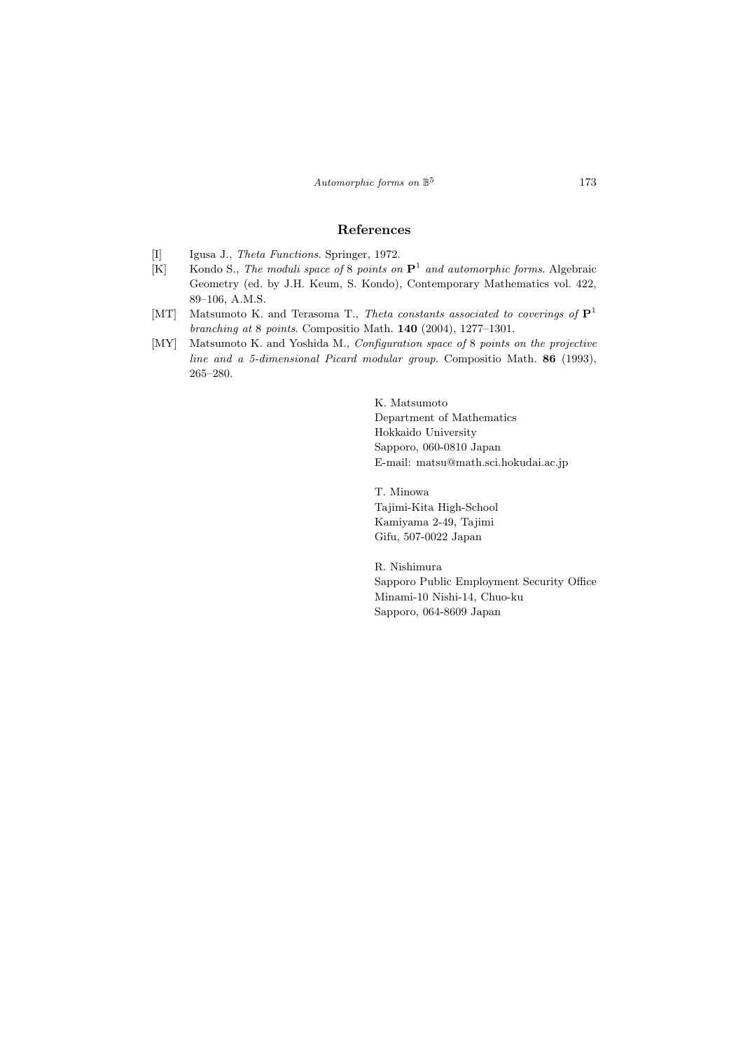## References

- [I] Igusa J., *Theta Functions*. Springer, 1972.
- [K] Kondo S., *The moduli space of 8 points on $\mathbf{P}^1$ and automorphic forms*. Algebraic Geometry (ed. by J.H. Keum, S. Kondo), Contemporary Mathematics vol. 422, 89–106, A.M.S.
- [MT] Matsumoto K. and Terasoma T., *Theta constants associated to coverings of $\mathbf{P}^1$ branching at 8 points*. Compositio Math. **140** (2004), 1277–1301.
- [MY] Matsumoto K. and Yoshida M., *Configuration space of 8 points on the projective line and a 5-dimensional Picard modular group*. Compositio Math. **86** (1993), 265–280.

K. Matsumoto
Department of Mathematics
Hokkaido University
Sapporo, 060-0810 Japan
E-mail: matsu@math.sci.hokudai.ac.jp

T. Minowa
Tajimi-Kita High-School
Kamiyama 2-49, Tajimi
Gifu, 507-0022 Japan

R. Nishimura
Sapporo Public Employment Security Office
Minami-10 Nishi-14, Chuo-ku
Sapporo, 064-8609 Japan